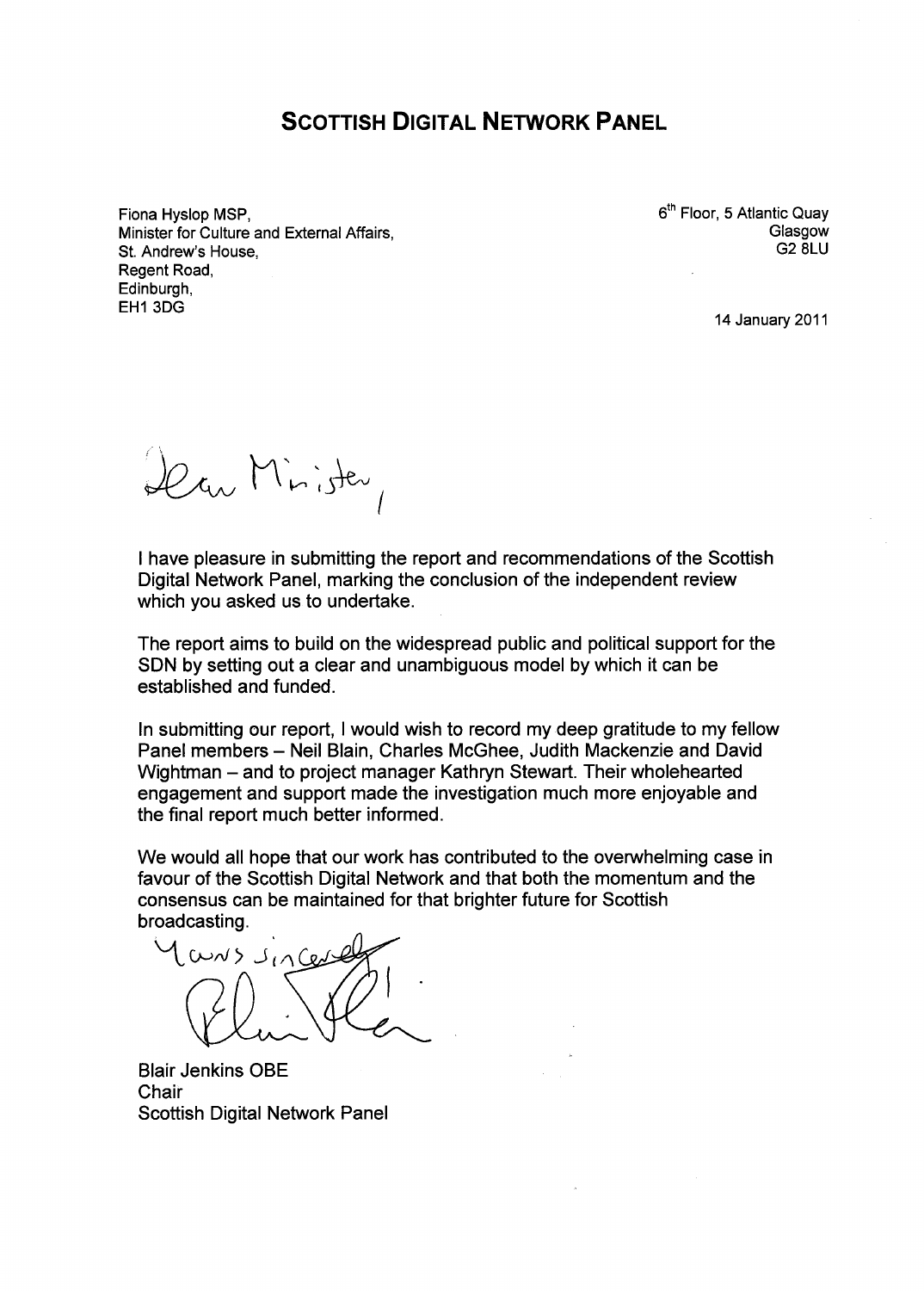# SCOTTISH DIGITAL NETWORK PANEL

Fiona Hyslop MSP,
Minister for Culture and External Affairs,
St. Andrew's House,
Regent Road,
Edinburgh,
EH1 3DG

6th Floor, 5 Atlantic Quay
Glasgow
G2 8LU

14 January 2011

Dear Minister,

I have pleasure in submitting the report and recommendations of the Scottish Digital Network Panel, marking the conclusion of the independent review which you asked us to undertake.

The report aims to build on the widespread public and political support for the SDN by setting out a clear and unambiguous model by which it can be established and funded.

In submitting our report, I would wish to record my deep gratitude to my fellow Panel members – Neil Blain, Charles McGhee, Judith Mackenzie and David Wightman – and to project manager Kathryn Stewart. Their wholehearted engagement and support made the investigation much more enjoyable and the final report much better informed.

We would all hope that our work has contributed to the overwhelming case in favour of the Scottish Digital Network and that both the momentum and the consensus can be maintained for that brighter future for Scottish broadcasting.

Yours sincerely

Blair

Blair Jenkins OBE
Chair
Scottish Digital Network Panel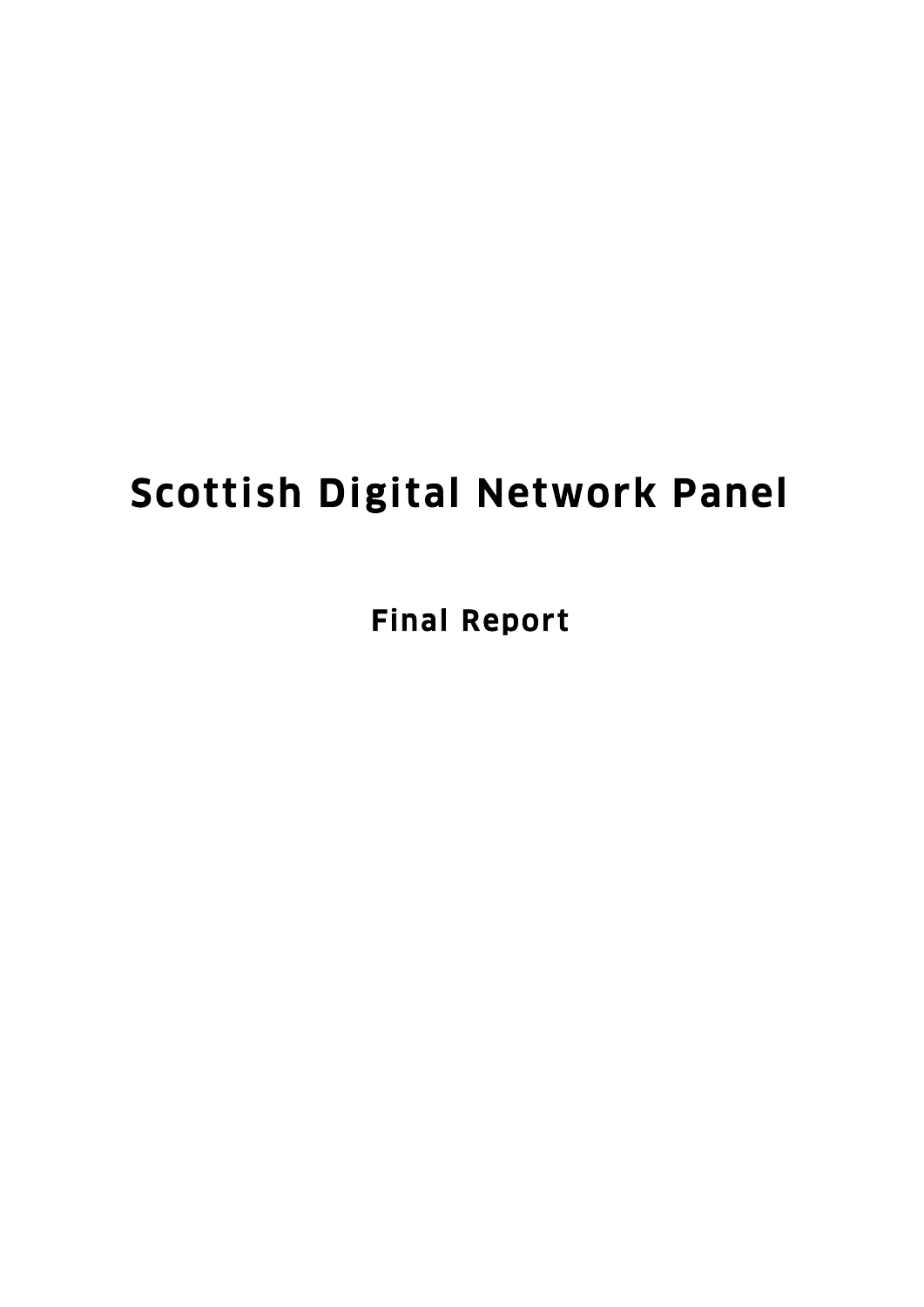# Scottish Digital Network Panel

## Final Report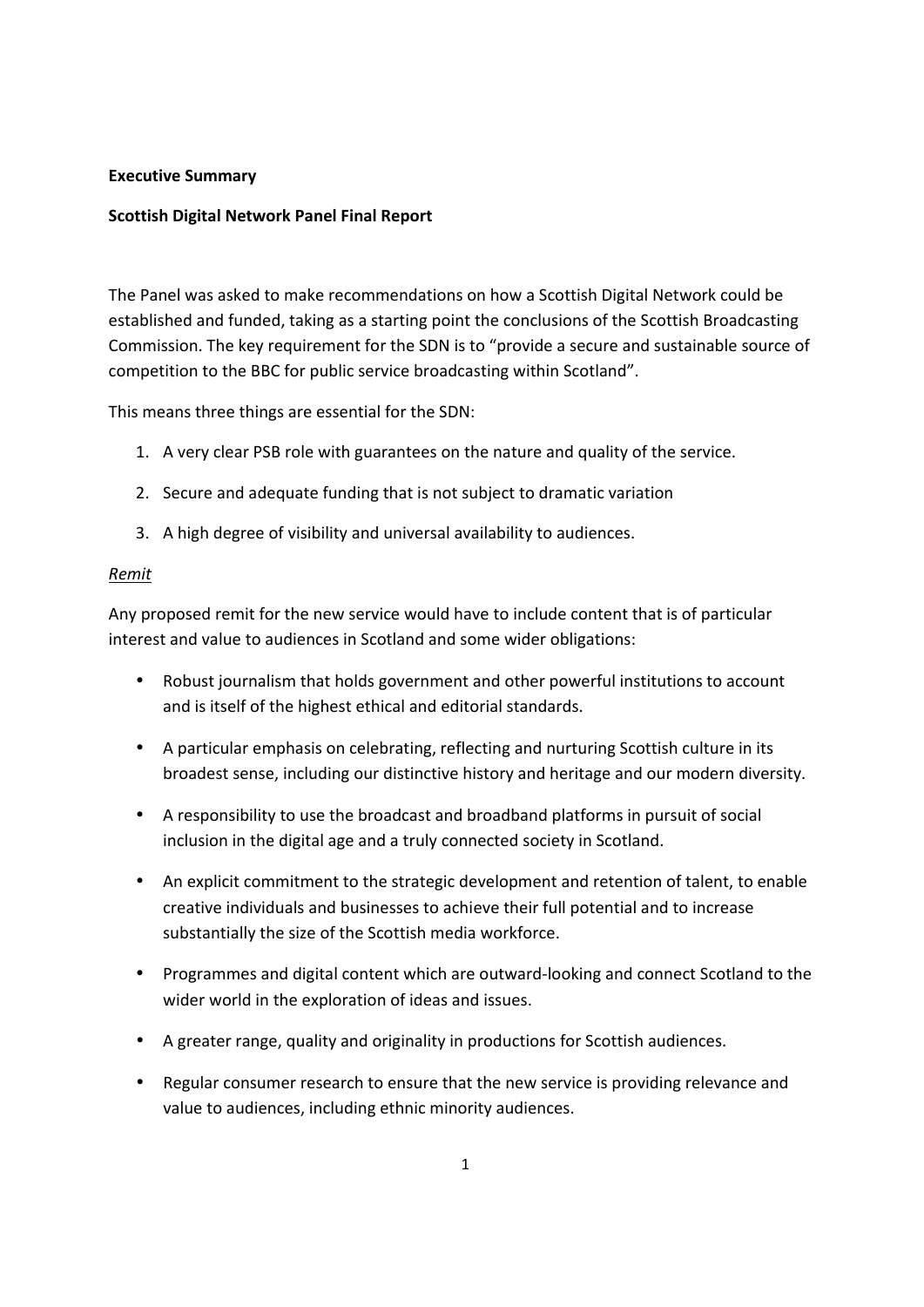**Executive Summary**

**Scottish Digital Network Panel Final Report**

The Panel was asked to make recommendations on how a Scottish Digital Network could be established and funded, taking as a starting point the conclusions of the Scottish Broadcasting Commission. The key requirement for the SDN is to "provide a secure and sustainable source of competition to the BBC for public service broadcasting within Scotland".

This means three things are essential for the SDN:

1. A very clear PSB role with guarantees on the nature and quality of the service.
2. Secure and adequate funding that is not subject to dramatic variation
3. A high degree of visibility and universal availability to audiences.

*Remit*

Any proposed remit for the new service would have to include content that is of particular interest and value to audiences in Scotland and some wider obligations:

- Robust journalism that holds government and other powerful institutions to account and is itself of the highest ethical and editorial standards.
- A particular emphasis on celebrating, reflecting and nurturing Scottish culture in its broadest sense, including our distinctive history and heritage and our modern diversity.
- A responsibility to use the broadcast and broadband platforms in pursuit of social inclusion in the digital age and a truly connected society in Scotland.
- An explicit commitment to the strategic development and retention of talent, to enable creative individuals and businesses to achieve their full potential and to increase substantially the size of the Scottish media workforce.
- Programmes and digital content which are outward-looking and connect Scotland to the wider world in the exploration of ideas and issues.
- A greater range, quality and originality in productions for Scottish audiences.
- Regular consumer research to ensure that the new service is providing relevance and value to audiences, including ethnic minority audiences.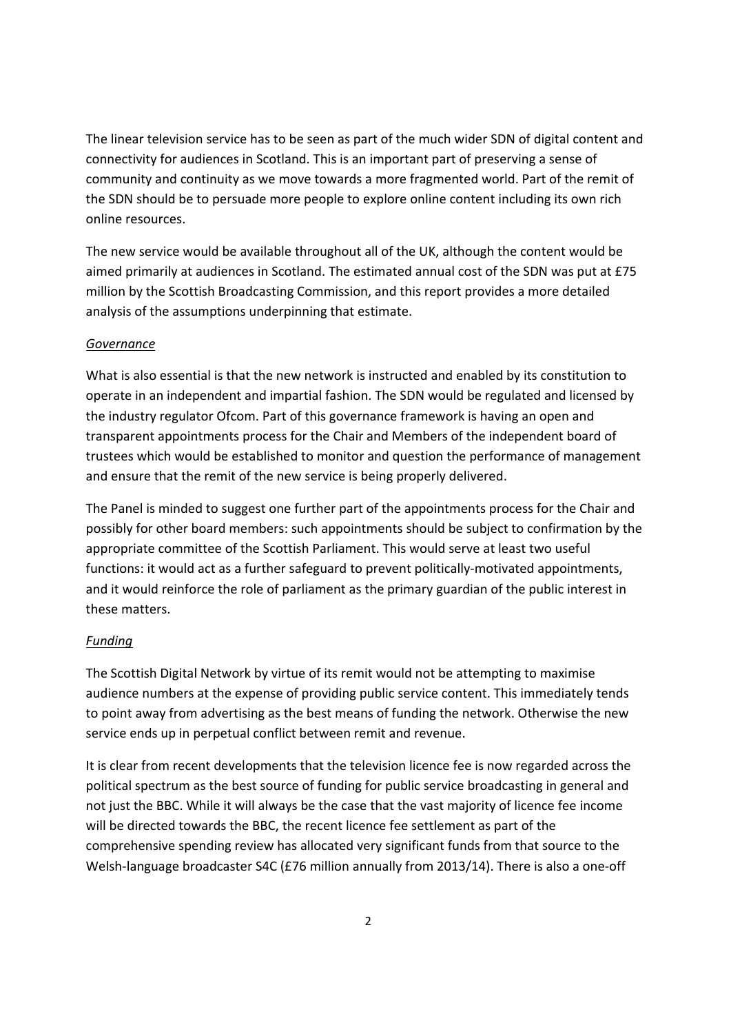The linear television service has to be seen as part of the much wider SDN of digital content and connectivity for audiences in Scotland. This is an important part of preserving a sense of community and continuity as we move towards a more fragmented world. Part of the remit of the SDN should be to persuade more people to explore online content including its own rich online resources.

The new service would be available throughout all of the UK, although the content would be aimed primarily at audiences in Scotland. The estimated annual cost of the SDN was put at £75 million by the Scottish Broadcasting Commission, and this report provides a more detailed analysis of the assumptions underpinning that estimate.

*Governance*

What is also essential is that the new network is instructed and enabled by its constitution to operate in an independent and impartial fashion. The SDN would be regulated and licensed by the industry regulator Ofcom. Part of this governance framework is having an open and transparent appointments process for the Chair and Members of the independent board of trustees which would be established to monitor and question the performance of management and ensure that the remit of the new service is being properly delivered.

The Panel is minded to suggest one further part of the appointments process for the Chair and possibly for other board members: such appointments should be subject to confirmation by the appropriate committee of the Scottish Parliament. This would serve at least two useful functions: it would act as a further safeguard to prevent politically-motivated appointments, and it would reinforce the role of parliament as the primary guardian of the public interest in these matters.

*Funding*

The Scottish Digital Network by virtue of its remit would not be attempting to maximise audience numbers at the expense of providing public service content. This immediately tends to point away from advertising as the best means of funding the network. Otherwise the new service ends up in perpetual conflict between remit and revenue.

It is clear from recent developments that the television licence fee is now regarded across the political spectrum as the best source of funding for public service broadcasting in general and not just the BBC. While it will always be the case that the vast majority of licence fee income will be directed towards the BBC, the recent licence fee settlement as part of the comprehensive spending review has allocated very significant funds from that source to the Welsh-language broadcaster S4C (£76 million annually from 2013/14). There is also a one-off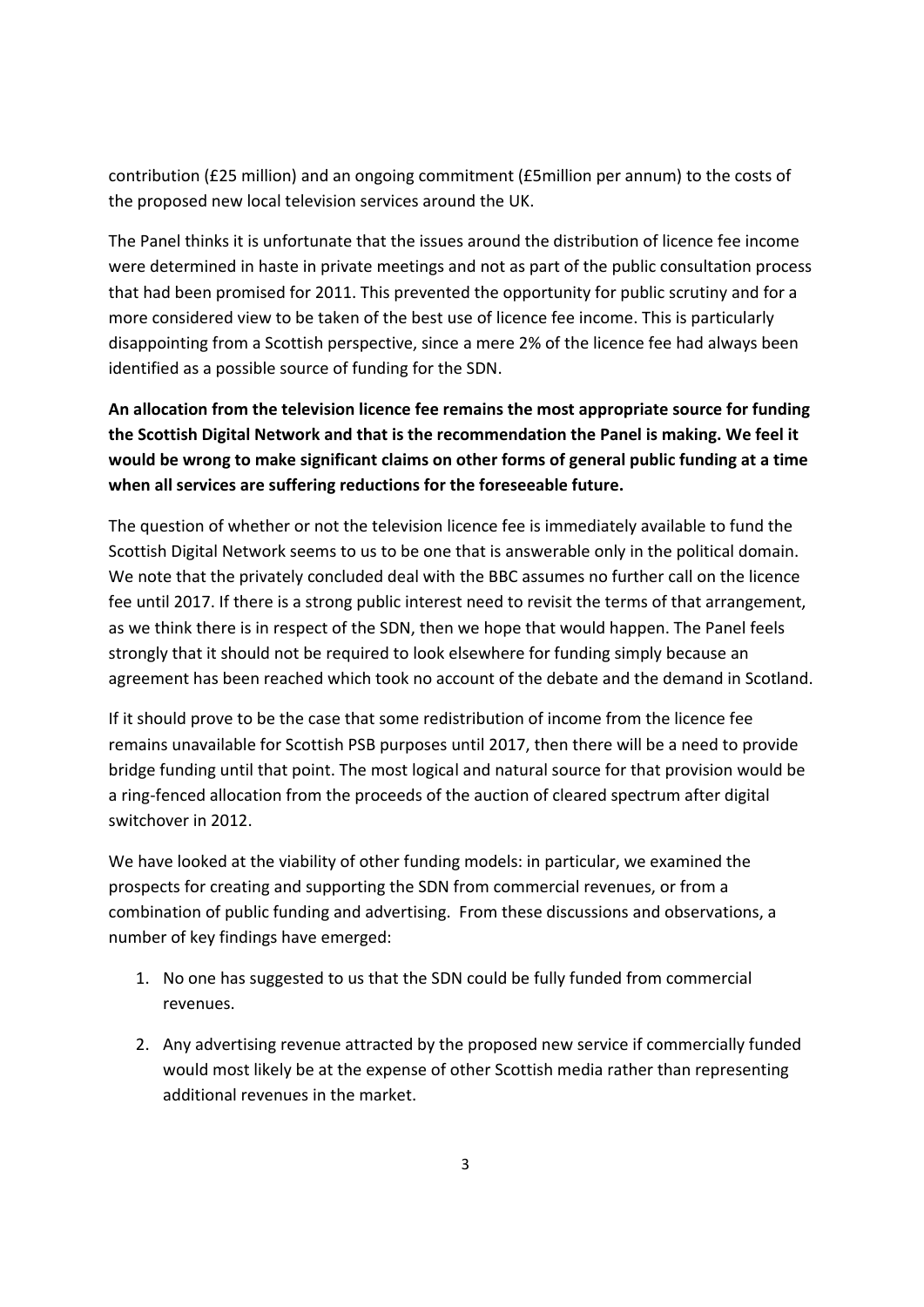contribution (£25 million) and an ongoing commitment (£5million per annum) to the costs of the proposed new local television services around the UK.

The Panel thinks it is unfortunate that the issues around the distribution of licence fee income were determined in haste in private meetings and not as part of the public consultation process that had been promised for 2011. This prevented the opportunity for public scrutiny and for a more considered view to be taken of the best use of licence fee income. This is particularly disappointing from a Scottish perspective, since a mere 2% of the licence fee had always been identified as a possible source of funding for the SDN.

**An allocation from the television licence fee remains the most appropriate source for funding the Scottish Digital Network and that is the recommendation the Panel is making. We feel it would be wrong to make significant claims on other forms of general public funding at a time when all services are suffering reductions for the foreseeable future.**

The question of whether or not the television licence fee is immediately available to fund the Scottish Digital Network seems to us to be one that is answerable only in the political domain. We note that the privately concluded deal with the BBC assumes no further call on the licence fee until 2017. If there is a strong public interest need to revisit the terms of that arrangement, as we think there is in respect of the SDN, then we hope that would happen. The Panel feels strongly that it should not be required to look elsewhere for funding simply because an agreement has been reached which took no account of the debate and the demand in Scotland.

If it should prove to be the case that some redistribution of income from the licence fee remains unavailable for Scottish PSB purposes until 2017, then there will be a need to provide bridge funding until that point. The most logical and natural source for that provision would be a ring-fenced allocation from the proceeds of the auction of cleared spectrum after digital switchover in 2012.

We have looked at the viability of other funding models: in particular, we examined the prospects for creating and supporting the SDN from commercial revenues, or from a combination of public funding and advertising. From these discussions and observations, a number of key findings have emerged:

1. No one has suggested to us that the SDN could be fully funded from commercial revenues.

2. Any advertising revenue attracted by the proposed new service if commercially funded would most likely be at the expense of other Scottish media rather than representing additional revenues in the market.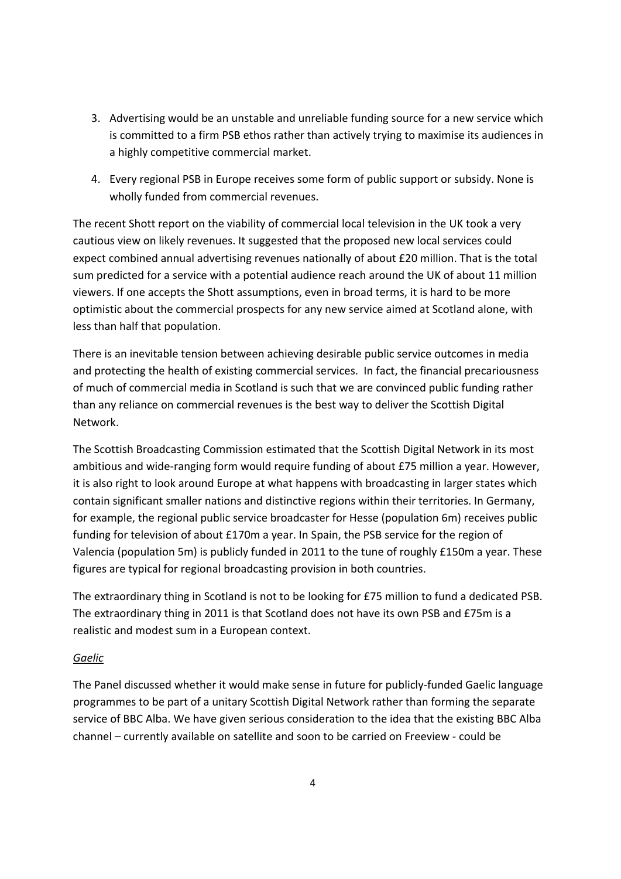3. Advertising would be an unstable and unreliable funding source for a new service which is committed to a firm PSB ethos rather than actively trying to maximise its audiences in a highly competitive commercial market.
4. Every regional PSB in Europe receives some form of public support or subsidy. None is wholly funded from commercial revenues.

The recent Shott report on the viability of commercial local television in the UK took a very cautious view on likely revenues. It suggested that the proposed new local services could expect combined annual advertising revenues nationally of about £20 million. That is the total sum predicted for a service with a potential audience reach around the UK of about 11 million viewers. If one accepts the Shott assumptions, even in broad terms, it is hard to be more optimistic about the commercial prospects for any new service aimed at Scotland alone, with less than half that population.

There is an inevitable tension between achieving desirable public service outcomes in media and protecting the health of existing commercial services. In fact, the financial precariousness of much of commercial media in Scotland is such that we are convinced public funding rather than any reliance on commercial revenues is the best way to deliver the Scottish Digital Network.

The Scottish Broadcasting Commission estimated that the Scottish Digital Network in its most ambitious and wide-ranging form would require funding of about £75 million a year. However, it is also right to look around Europe at what happens with broadcasting in larger states which contain significant smaller nations and distinctive regions within their territories. In Germany, for example, the regional public service broadcaster for Hesse (population 6m) receives public funding for television of about £170m a year. In Spain, the PSB service for the region of Valencia (population 5m) is publicly funded in 2011 to the tune of roughly £150m a year. These figures are typical for regional broadcasting provision in both countries.

The extraordinary thing in Scotland is not to be looking for £75 million to fund a dedicated PSB. The extraordinary thing in 2011 is that Scotland does not have its own PSB and £75m is a realistic and modest sum in a European context.

*Gaelic*

The Panel discussed whether it would make sense in future for publicly-funded Gaelic language programmes to be part of a unitary Scottish Digital Network rather than forming the separate service of BBC Alba. We have given serious consideration to the idea that the existing BBC Alba channel – currently available on satellite and soon to be carried on Freeview - could be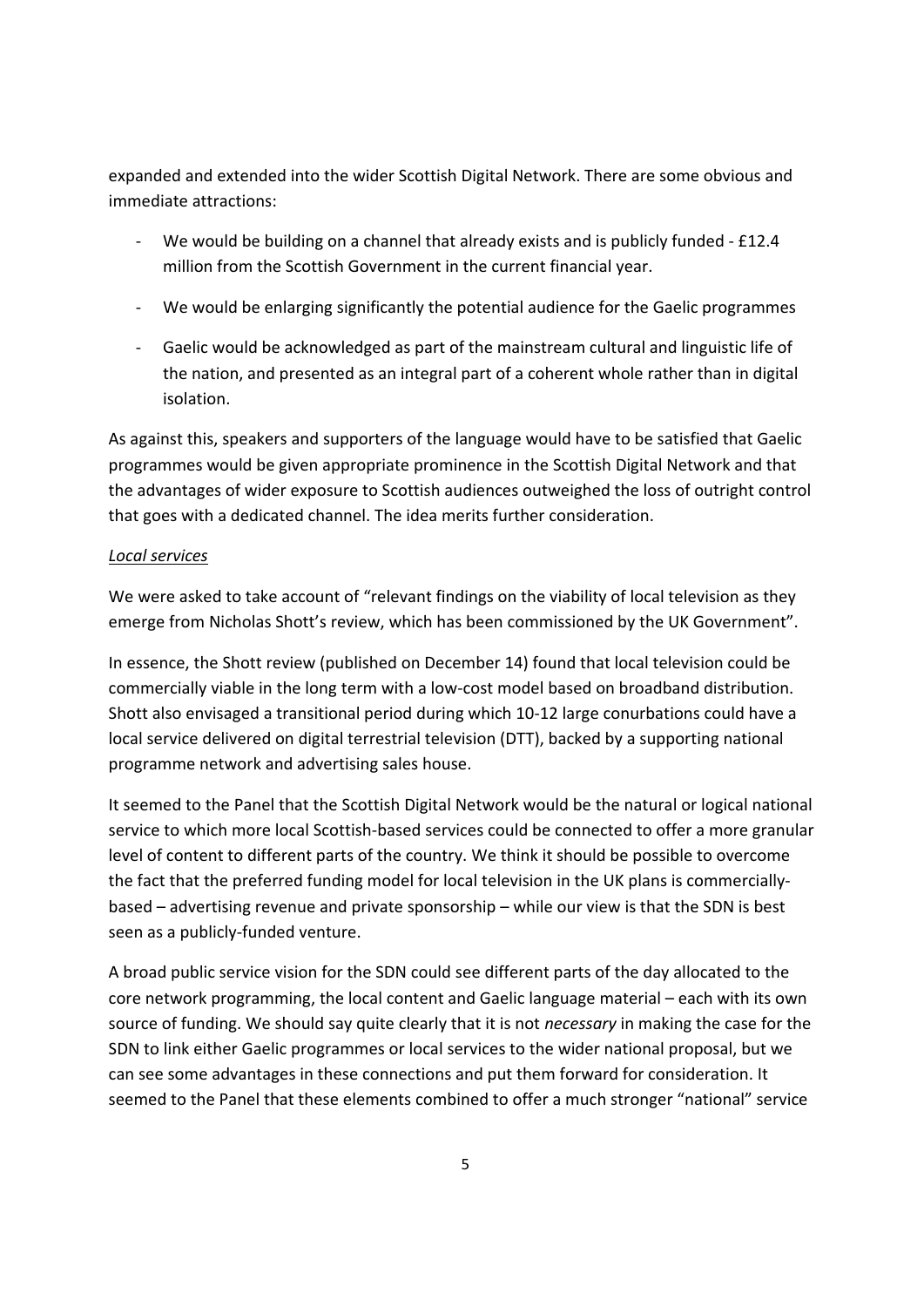expanded and extended into the wider Scottish Digital Network. There are some obvious and immediate attractions:

- We would be building on a channel that already exists and is publicly funded - £12.4 million from the Scottish Government in the current financial year.
- We would be enlarging significantly the potential audience for the Gaelic programmes
- Gaelic would be acknowledged as part of the mainstream cultural and linguistic life of the nation, and presented as an integral part of a coherent whole rather than in digital isolation.

As against this, speakers and supporters of the language would have to be satisfied that Gaelic programmes would be given appropriate prominence in the Scottish Digital Network and that the advantages of wider exposure to Scottish audiences outweighed the loss of outright control that goes with a dedicated channel. The idea merits further consideration.

*Local services*

We were asked to take account of "relevant findings on the viability of local television as they emerge from Nicholas Shott's review, which has been commissioned by the UK Government".

In essence, the Shott review (published on December 14) found that local television could be commercially viable in the long term with a low-cost model based on broadband distribution. Shott also envisaged a transitional period during which 10-12 large conurbations could have a local service delivered on digital terrestrial television (DTT), backed by a supporting national programme network and advertising sales house.

It seemed to the Panel that the Scottish Digital Network would be the natural or logical national service to which more local Scottish-based services could be connected to offer a more granular level of content to different parts of the country. We think it should be possible to overcome the fact that the preferred funding model for local television in the UK plans is commercially-based – advertising revenue and private sponsorship – while our view is that the SDN is best seen as a publicly-funded venture.

A broad public service vision for the SDN could see different parts of the day allocated to the core network programming, the local content and Gaelic language material – each with its own source of funding. We should say quite clearly that it is not *necessary* in making the case for the SDN to link either Gaelic programmes or local services to the wider national proposal, but we can see some advantages in these connections and put them forward for consideration. It seemed to the Panel that these elements combined to offer a much stronger "national" service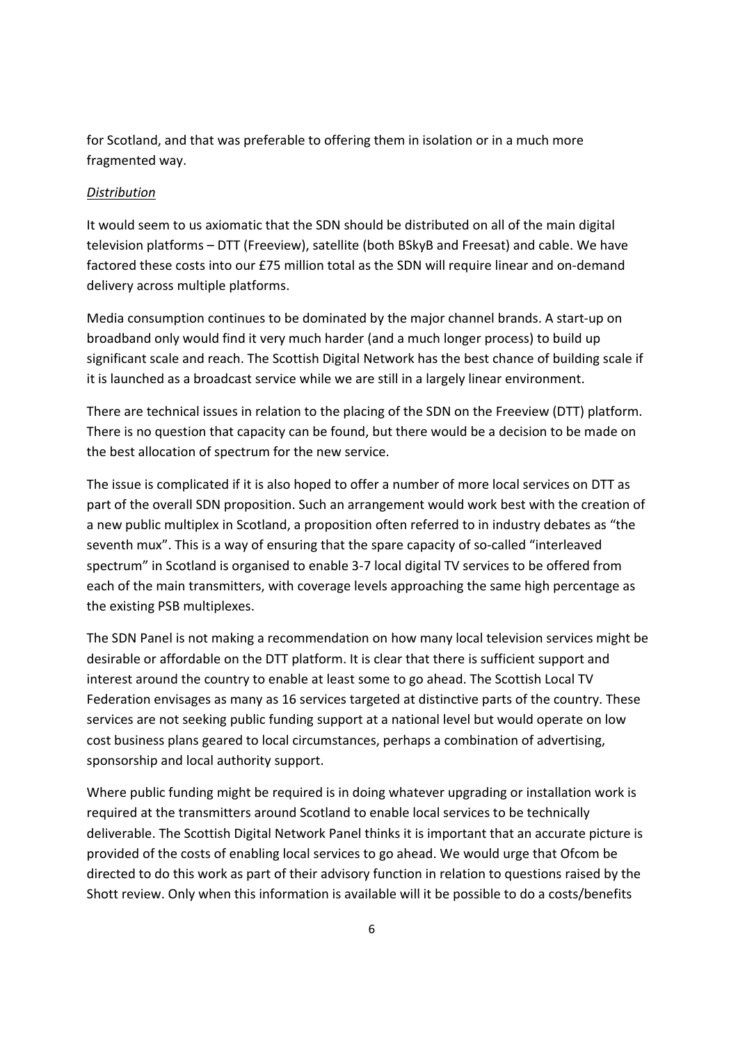for Scotland, and that was preferable to offering them in isolation or in a much more fragmented way.

*Distribution*

It would seem to us axiomatic that the SDN should be distributed on all of the main digital television platforms – DTT (Freeview), satellite (both BSkyB and Freesat) and cable. We have factored these costs into our £75 million total as the SDN will require linear and on-demand delivery across multiple platforms.

Media consumption continues to be dominated by the major channel brands. A start-up on broadband only would find it very much harder (and a much longer process) to build up significant scale and reach. The Scottish Digital Network has the best chance of building scale if it is launched as a broadcast service while we are still in a largely linear environment.

There are technical issues in relation to the placing of the SDN on the Freeview (DTT) platform. There is no question that capacity can be found, but there would be a decision to be made on the best allocation of spectrum for the new service.

The issue is complicated if it is also hoped to offer a number of more local services on DTT as part of the overall SDN proposition. Such an arrangement would work best with the creation of a new public multiplex in Scotland, a proposition often referred to in industry debates as "the seventh mux". This is a way of ensuring that the spare capacity of so-called "interleaved spectrum" in Scotland is organised to enable 3-7 local digital TV services to be offered from each of the main transmitters, with coverage levels approaching the same high percentage as the existing PSB multiplexes.

The SDN Panel is not making a recommendation on how many local television services might be desirable or affordable on the DTT platform. It is clear that there is sufficient support and interest around the country to enable at least some to go ahead. The Scottish Local TV Federation envisages as many as 16 services targeted at distinctive parts of the country. These services are not seeking public funding support at a national level but would operate on low cost business plans geared to local circumstances, perhaps a combination of advertising, sponsorship and local authority support.

Where public funding might be required is in doing whatever upgrading or installation work is required at the transmitters around Scotland to enable local services to be technically deliverable. The Scottish Digital Network Panel thinks it is important that an accurate picture is provided of the costs of enabling local services to go ahead. We would urge that Ofcom be directed to do this work as part of their advisory function in relation to questions raised by the Shott review. Only when this information is available will it be possible to do a costs/benefits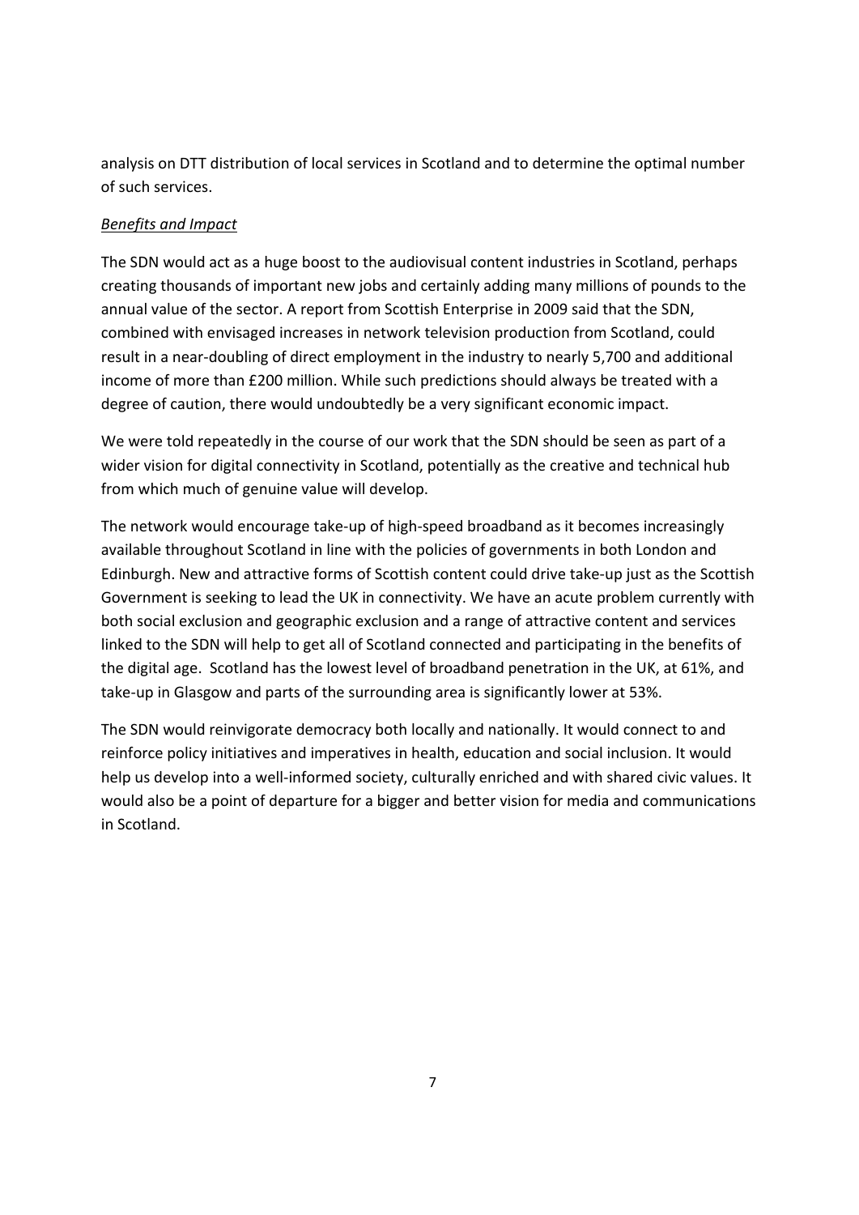analysis on DTT distribution of local services in Scotland and to determine the optimal number of such services.

*Benefits and Impact*

The SDN would act as a huge boost to the audiovisual content industries in Scotland, perhaps creating thousands of important new jobs and certainly adding many millions of pounds to the annual value of the sector. A report from Scottish Enterprise in 2009 said that the SDN, combined with envisaged increases in network television production from Scotland, could result in a near-doubling of direct employment in the industry to nearly 5,700 and additional income of more than £200 million. While such predictions should always be treated with a degree of caution, there would undoubtedly be a very significant economic impact.

We were told repeatedly in the course of our work that the SDN should be seen as part of a wider vision for digital connectivity in Scotland, potentially as the creative and technical hub from which much of genuine value will develop.

The network would encourage take-up of high-speed broadband as it becomes increasingly available throughout Scotland in line with the policies of governments in both London and Edinburgh. New and attractive forms of Scottish content could drive take-up just as the Scottish Government is seeking to lead the UK in connectivity. We have an acute problem currently with both social exclusion and geographic exclusion and a range of attractive content and services linked to the SDN will help to get all of Scotland connected and participating in the benefits of the digital age. Scotland has the lowest level of broadband penetration in the UK, at 61%, and take-up in Glasgow and parts of the surrounding area is significantly lower at 53%.

The SDN would reinvigorate democracy both locally and nationally. It would connect to and reinforce policy initiatives and imperatives in health, education and social inclusion. It would help us develop into a well-informed society, culturally enriched and with shared civic values. It would also be a point of departure for a bigger and better vision for media and communications in Scotland.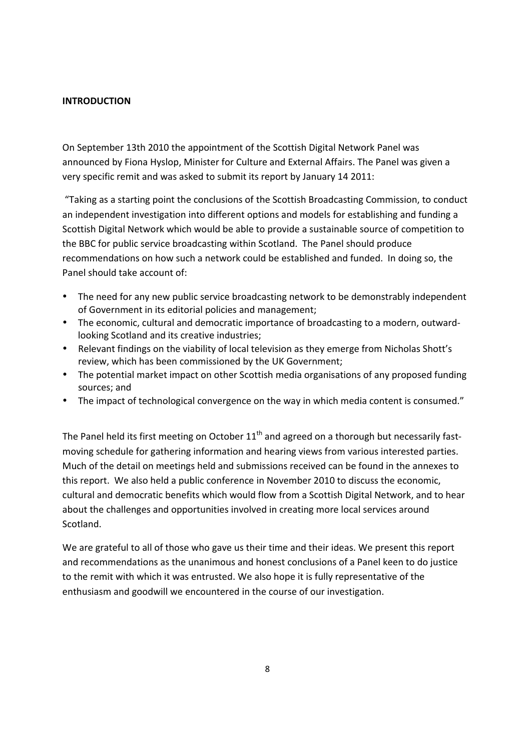**INTRODUCTION**

On September 13th 2010 the appointment of the Scottish Digital Network Panel was announced by Fiona Hyslop, Minister for Culture and External Affairs. The Panel was given a very specific remit and was asked to submit its report by January 14 2011:

"Taking as a starting point the conclusions of the Scottish Broadcasting Commission, to conduct an independent investigation into different options and models for establishing and funding a Scottish Digital Network which would be able to provide a sustainable source of competition to the BBC for public service broadcasting within Scotland. The Panel should produce recommendations on how such a network could be established and funded. In doing so, the Panel should take account of:

- The need for any new public service broadcasting network to be demonstrably independent of Government in its editorial policies and management;
- The economic, cultural and democratic importance of broadcasting to a modern, outward-looking Scotland and its creative industries;
- Relevant findings on the viability of local television as they emerge from Nicholas Shott's review, which has been commissioned by the UK Government;
- The potential market impact on other Scottish media organisations of any proposed funding sources; and
- The impact of technological convergence on the way in which media content is consumed."

The Panel held its first meeting on October 11th and agreed on a thorough but necessarily fast-moving schedule for gathering information and hearing views from various interested parties. Much of the detail on meetings held and submissions received can be found in the annexes to this report. We also held a public conference in November 2010 to discuss the economic, cultural and democratic benefits which would flow from a Scottish Digital Network, and to hear about the challenges and opportunities involved in creating more local services around Scotland.

We are grateful to all of those who gave us their time and their ideas. We present this report and recommendations as the unanimous and honest conclusions of a Panel keen to do justice to the remit with which it was entrusted. We also hope it is fully representative of the enthusiasm and goodwill we encountered in the course of our investigation.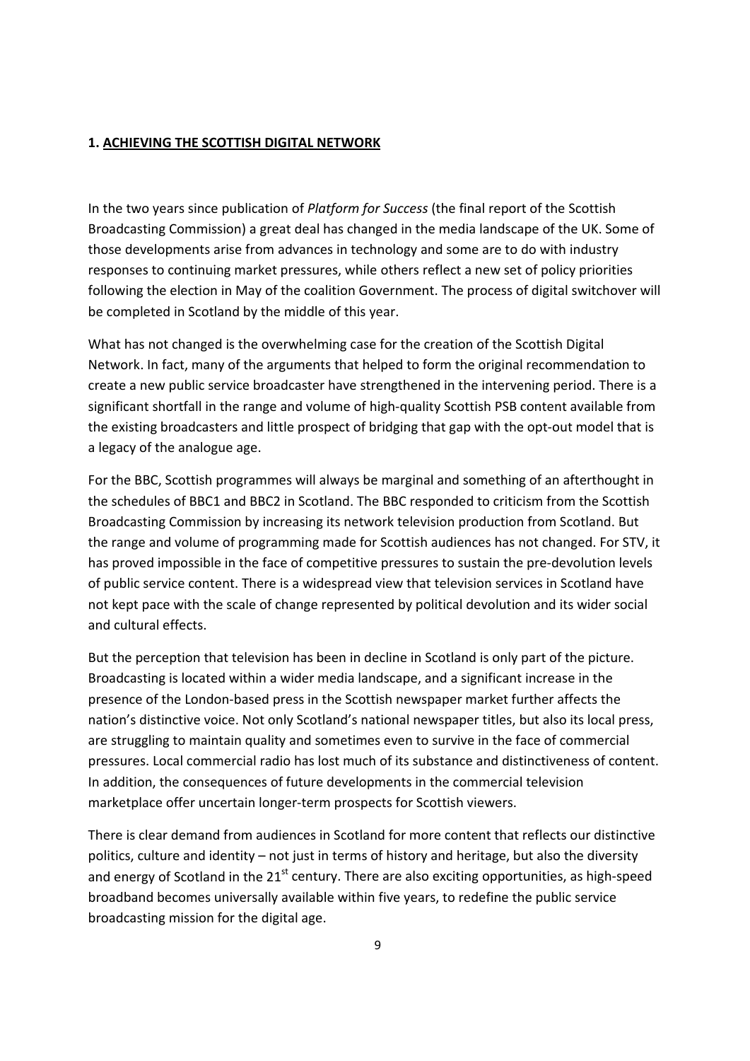## 1. ACHIEVING THE SCOTTISH DIGITAL NETWORK

In the two years since publication of *Platform for Success* (the final report of the Scottish Broadcasting Commission) a great deal has changed in the media landscape of the UK. Some of those developments arise from advances in technology and some are to do with industry responses to continuing market pressures, while others reflect a new set of policy priorities following the election in May of the coalition Government. The process of digital switchover will be completed in Scotland by the middle of this year.

What has not changed is the overwhelming case for the creation of the Scottish Digital Network. In fact, many of the arguments that helped to form the original recommendation to create a new public service broadcaster have strengthened in the intervening period. There is a significant shortfall in the range and volume of high-quality Scottish PSB content available from the existing broadcasters and little prospect of bridging that gap with the opt-out model that is a legacy of the analogue age.

For the BBC, Scottish programmes will always be marginal and something of an afterthought in the schedules of BBC1 and BBC2 in Scotland. The BBC responded to criticism from the Scottish Broadcasting Commission by increasing its network television production from Scotland. But the range and volume of programming made for Scottish audiences has not changed. For STV, it has proved impossible in the face of competitive pressures to sustain the pre-devolution levels of public service content. There is a widespread view that television services in Scotland have not kept pace with the scale of change represented by political devolution and its wider social and cultural effects.

But the perception that television has been in decline in Scotland is only part of the picture. Broadcasting is located within a wider media landscape, and a significant increase in the presence of the London-based press in the Scottish newspaper market further affects the nation's distinctive voice. Not only Scotland's national newspaper titles, but also its local press, are struggling to maintain quality and sometimes even to survive in the face of commercial pressures. Local commercial radio has lost much of its substance and distinctiveness of content. In addition, the consequences of future developments in the commercial television marketplace offer uncertain longer-term prospects for Scottish viewers.

There is clear demand from audiences in Scotland for more content that reflects our distinctive politics, culture and identity – not just in terms of history and heritage, but also the diversity and energy of Scotland in the 21st century. There are also exciting opportunities, as high-speed broadband becomes universally available within five years, to redefine the public service broadcasting mission for the digital age.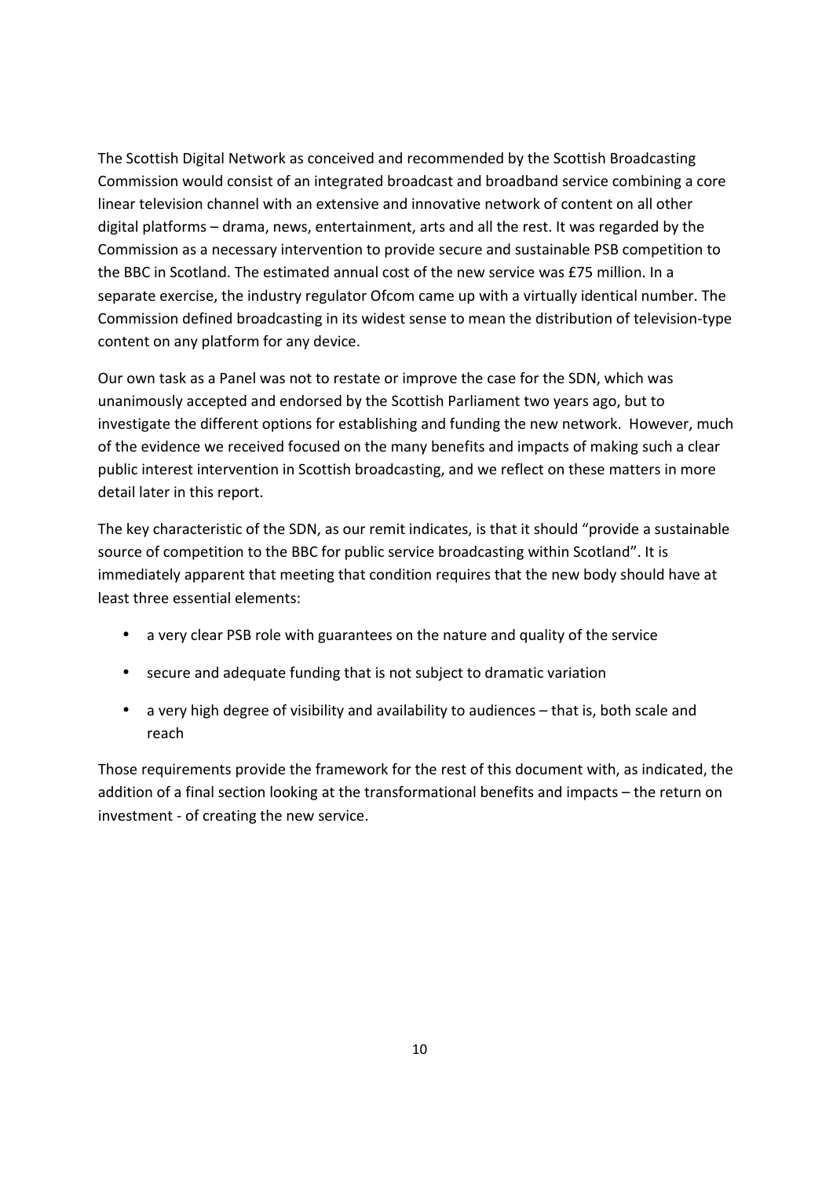The Scottish Digital Network as conceived and recommended by the Scottish Broadcasting Commission would consist of an integrated broadcast and broadband service combining a core linear television channel with an extensive and innovative network of content on all other digital platforms – drama, news, entertainment, arts and all the rest. It was regarded by the Commission as a necessary intervention to provide secure and sustainable PSB competition to the BBC in Scotland. The estimated annual cost of the new service was £75 million. In a separate exercise, the industry regulator Ofcom came up with a virtually identical number. The Commission defined broadcasting in its widest sense to mean the distribution of television-type content on any platform for any device.

Our own task as a Panel was not to restate or improve the case for the SDN, which was unanimously accepted and endorsed by the Scottish Parliament two years ago, but to investigate the different options for establishing and funding the new network. However, much of the evidence we received focused on the many benefits and impacts of making such a clear public interest intervention in Scottish broadcasting, and we reflect on these matters in more detail later in this report.

The key characteristic of the SDN, as our remit indicates, is that it should "provide a sustainable source of competition to the BBC for public service broadcasting within Scotland". It is immediately apparent that meeting that condition requires that the new body should have at least three essential elements:

- a very clear PSB role with guarantees on the nature and quality of the service
- secure and adequate funding that is not subject to dramatic variation
- a very high degree of visibility and availability to audiences – that is, both scale and reach

Those requirements provide the framework for the rest of this document with, as indicated, the addition of a final section looking at the transformational benefits and impacts – the return on investment - of creating the new service.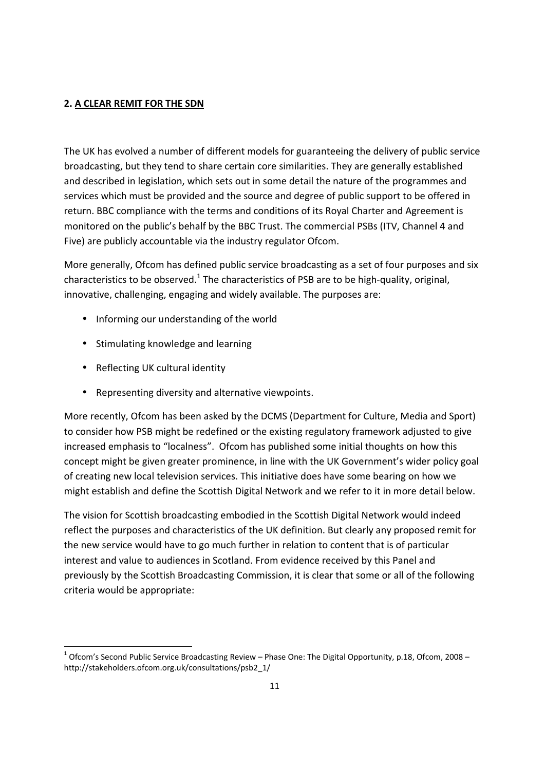## 2. A CLEAR REMIT FOR THE SDN

The UK has evolved a number of different models for guaranteeing the delivery of public service broadcasting, but they tend to share certain core similarities. They are generally established and described in legislation, which sets out in some detail the nature of the programmes and services which must be provided and the source and degree of public support to be offered in return. BBC compliance with the terms and conditions of its Royal Charter and Agreement is monitored on the public's behalf by the BBC Trust. The commercial PSBs (ITV, Channel 4 and Five) are publicly accountable via the industry regulator Ofcom.

More generally, Ofcom has defined public service broadcasting as a set of four purposes and six characteristics to be observed.[1] The characteristics of PSB are to be high-quality, original, innovative, challenging, engaging and widely available. The purposes are:

- Informing our understanding of the world
- Stimulating knowledge and learning
- Reflecting UK cultural identity
- Representing diversity and alternative viewpoints.

More recently, Ofcom has been asked by the DCMS (Department for Culture, Media and Sport) to consider how PSB might be redefined or the existing regulatory framework adjusted to give increased emphasis to "localness". Ofcom has published some initial thoughts on how this concept might be given greater prominence, in line with the UK Government's wider policy goal of creating new local television services. This initiative does have some bearing on how we might establish and define the Scottish Digital Network and we refer to it in more detail below.

The vision for Scottish broadcasting embodied in the Scottish Digital Network would indeed reflect the purposes and characteristics of the UK definition. But clearly any proposed remit for the new service would have to go much further in relation to content that is of particular interest and value to audiences in Scotland. From evidence received by this Panel and previously by the Scottish Broadcasting Commission, it is clear that some or all of the following criteria would be appropriate:

[1] Ofcom's Second Public Service Broadcasting Review – Phase One: The Digital Opportunity, p.18, Ofcom, 2008 – http://stakeholders.ofcom.org.uk/consultations/psb2_1/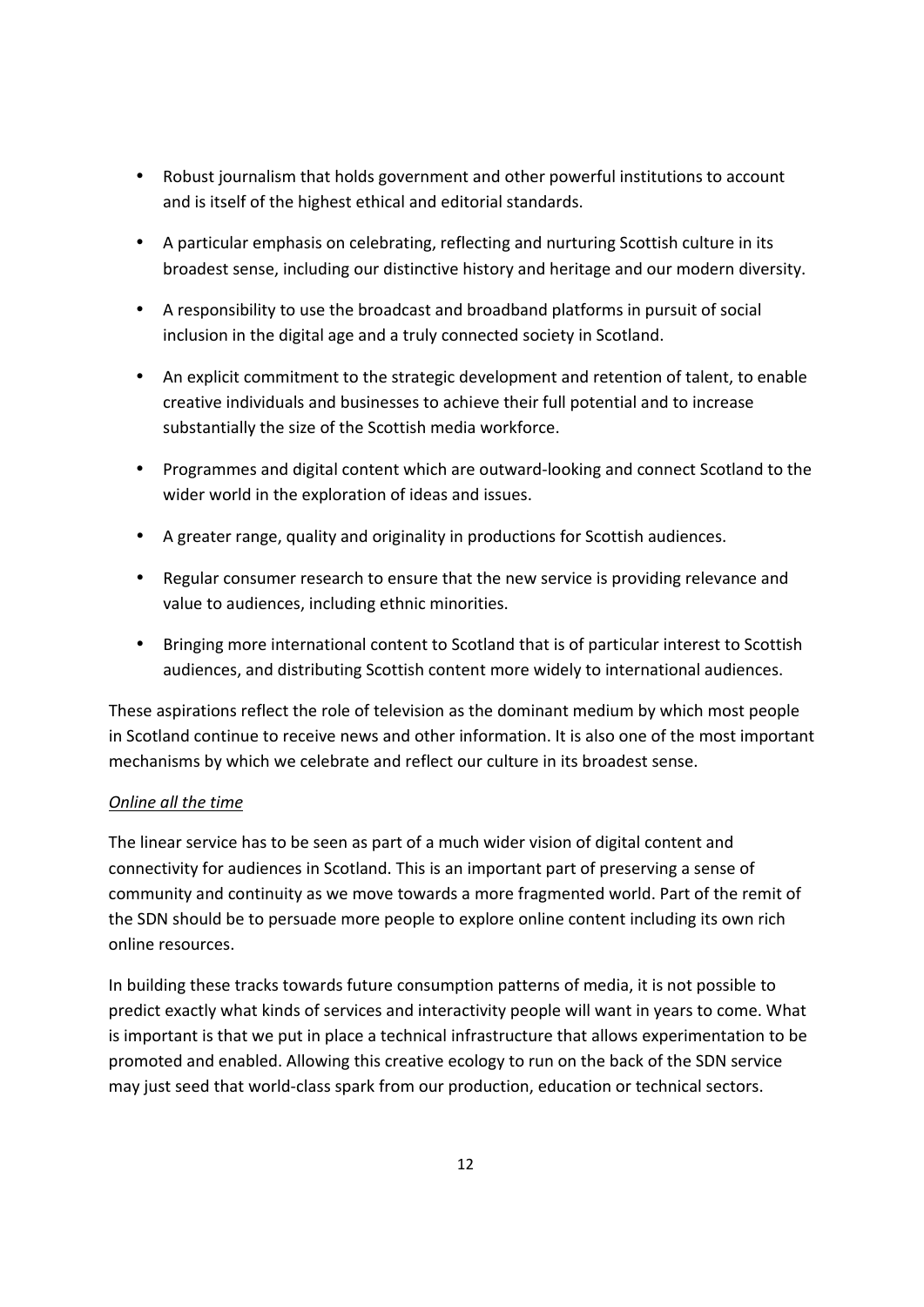- Robust journalism that holds government and other powerful institutions to account and is itself of the highest ethical and editorial standards.
- A particular emphasis on celebrating, reflecting and nurturing Scottish culture in its broadest sense, including our distinctive history and heritage and our modern diversity.
- A responsibility to use the broadcast and broadband platforms in pursuit of social inclusion in the digital age and a truly connected society in Scotland.
- An explicit commitment to the strategic development and retention of talent, to enable creative individuals and businesses to achieve their full potential and to increase substantially the size of the Scottish media workforce.
- Programmes and digital content which are outward-looking and connect Scotland to the wider world in the exploration of ideas and issues.
- A greater range, quality and originality in productions for Scottish audiences.
- Regular consumer research to ensure that the new service is providing relevance and value to audiences, including ethnic minorities.
- Bringing more international content to Scotland that is of particular interest to Scottish audiences, and distributing Scottish content more widely to international audiences.

These aspirations reflect the role of television as the dominant medium by which most people in Scotland continue to receive news and other information. It is also one of the most important mechanisms by which we celebrate and reflect our culture in its broadest sense.

*Online all the time*

The linear service has to be seen as part of a much wider vision of digital content and connectivity for audiences in Scotland. This is an important part of preserving a sense of community and continuity as we move towards a more fragmented world. Part of the remit of the SDN should be to persuade more people to explore online content including its own rich online resources.

In building these tracks towards future consumption patterns of media, it is not possible to predict exactly what kinds of services and interactivity people will want in years to come. What is important is that we put in place a technical infrastructure that allows experimentation to be promoted and enabled. Allowing this creative ecology to run on the back of the SDN service may just seed that world-class spark from our production, education or technical sectors.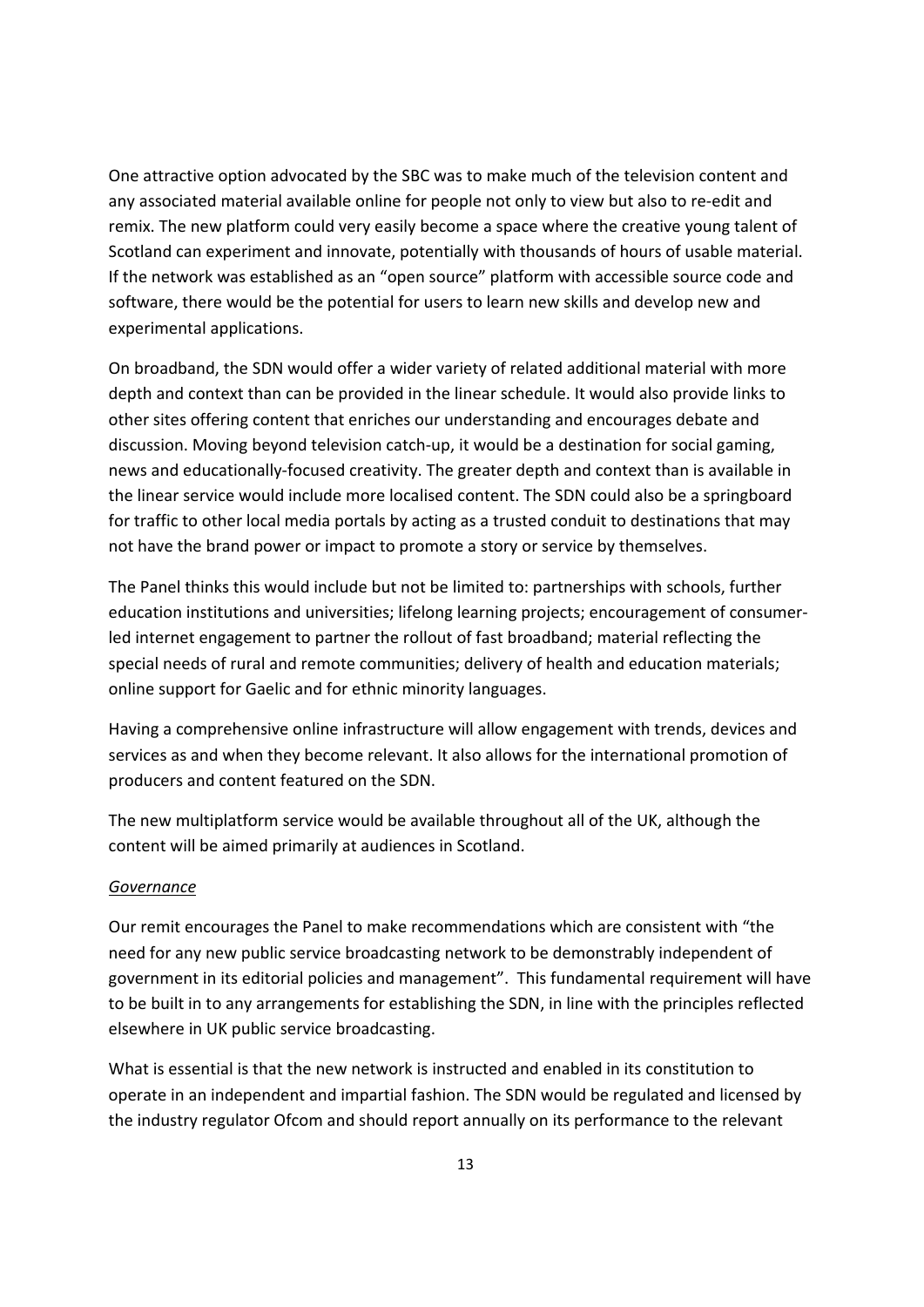One attractive option advocated by the SBC was to make much of the television content and any associated material available online for people not only to view but also to re-edit and remix. The new platform could very easily become a space where the creative young talent of Scotland can experiment and innovate, potentially with thousands of hours of usable material. If the network was established as an "open source" platform with accessible source code and software, there would be the potential for users to learn new skills and develop new and experimental applications.

On broadband, the SDN would offer a wider variety of related additional material with more depth and context than can be provided in the linear schedule. It would also provide links to other sites offering content that enriches our understanding and encourages debate and discussion. Moving beyond television catch-up, it would be a destination for social gaming, news and educationally-focused creativity. The greater depth and context than is available in the linear service would include more localised content. The SDN could also be a springboard for traffic to other local media portals by acting as a trusted conduit to destinations that may not have the brand power or impact to promote a story or service by themselves.

The Panel thinks this would include but not be limited to: partnerships with schools, further education institutions and universities; lifelong learning projects; encouragement of consumer-led internet engagement to partner the rollout of fast broadband; material reflecting the special needs of rural and remote communities; delivery of health and education materials; online support for Gaelic and for ethnic minority languages.

Having a comprehensive online infrastructure will allow engagement with trends, devices and services as and when they become relevant. It also allows for the international promotion of producers and content featured on the SDN.

The new multiplatform service would be available throughout all of the UK, although the content will be aimed primarily at audiences in Scotland.

*Governance*

Our remit encourages the Panel to make recommendations which are consistent with "the need for any new public service broadcasting network to be demonstrably independent of government in its editorial policies and management". This fundamental requirement will have to be built in to any arrangements for establishing the SDN, in line with the principles reflected elsewhere in UK public service broadcasting.

What is essential is that the new network is instructed and enabled in its constitution to operate in an independent and impartial fashion. The SDN would be regulated and licensed by the industry regulator Ofcom and should report annually on its performance to the relevant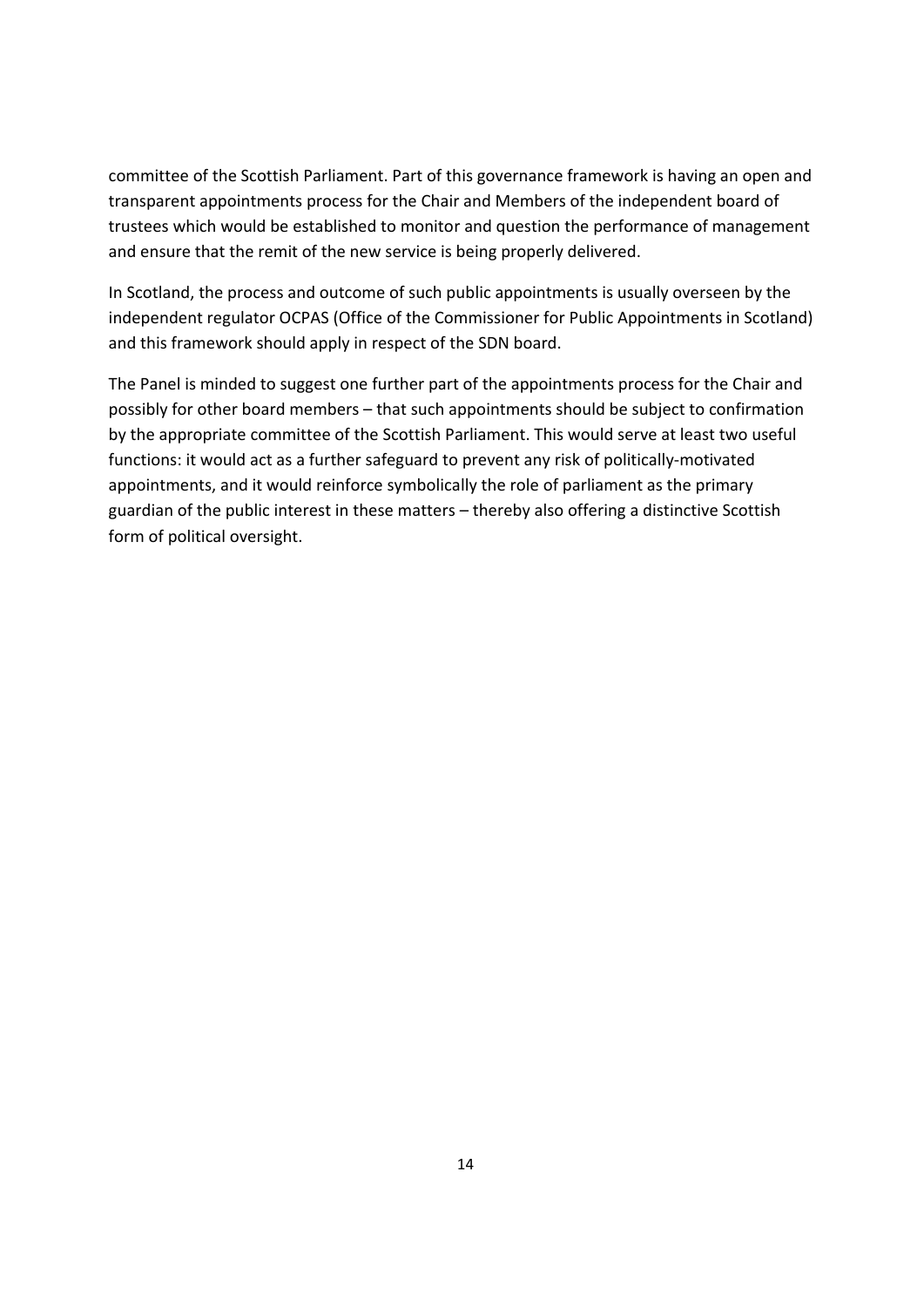committee of the Scottish Parliament. Part of this governance framework is having an open and transparent appointments process for the Chair and Members of the independent board of trustees which would be established to monitor and question the performance of management and ensure that the remit of the new service is being properly delivered.

In Scotland, the process and outcome of such public appointments is usually overseen by the independent regulator OCPAS (Office of the Commissioner for Public Appointments in Scotland) and this framework should apply in respect of the SDN board.

The Panel is minded to suggest one further part of the appointments process for the Chair and possibly for other board members – that such appointments should be subject to confirmation by the appropriate committee of the Scottish Parliament. This would serve at least two useful functions: it would act as a further safeguard to prevent any risk of politically-motivated appointments, and it would reinforce symbolically the role of parliament as the primary guardian of the public interest in these matters – thereby also offering a distinctive Scottish form of political oversight.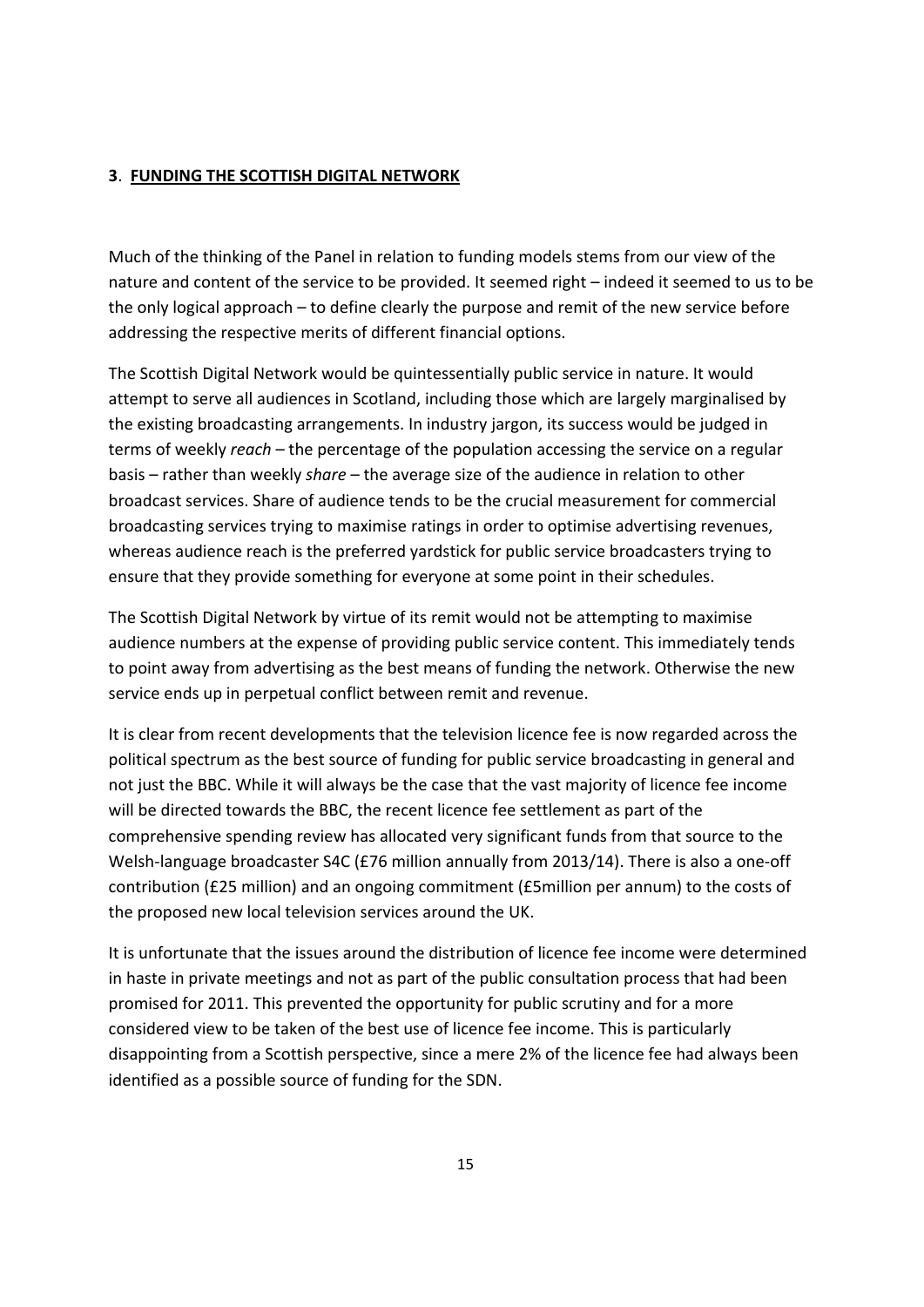## 3. **FUNDING THE SCOTTISH DIGITAL NETWORK**

Much of the thinking of the Panel in relation to funding models stems from our view of the nature and content of the service to be provided. It seemed right – indeed it seemed to us to be the only logical approach – to define clearly the purpose and remit of the new service before addressing the respective merits of different financial options.

The Scottish Digital Network would be quintessentially public service in nature. It would attempt to serve all audiences in Scotland, including those which are largely marginalised by the existing broadcasting arrangements. In industry jargon, its success would be judged in terms of weekly *reach* – the percentage of the population accessing the service on a regular basis – rather than weekly *share* – the average size of the audience in relation to other broadcast services. Share of audience tends to be the crucial measurement for commercial broadcasting services trying to maximise ratings in order to optimise advertising revenues, whereas audience reach is the preferred yardstick for public service broadcasters trying to ensure that they provide something for everyone at some point in their schedules.

The Scottish Digital Network by virtue of its remit would not be attempting to maximise audience numbers at the expense of providing public service content. This immediately tends to point away from advertising as the best means of funding the network. Otherwise the new service ends up in perpetual conflict between remit and revenue.

It is clear from recent developments that the television licence fee is now regarded across the political spectrum as the best source of funding for public service broadcasting in general and not just the BBC. While it will always be the case that the vast majority of licence fee income will be directed towards the BBC, the recent licence fee settlement as part of the comprehensive spending review has allocated very significant funds from that source to the Welsh-language broadcaster S4C (£76 million annually from 2013/14). There is also a one-off contribution (£25 million) and an ongoing commitment (£5million per annum) to the costs of the proposed new local television services around the UK.

It is unfortunate that the issues around the distribution of licence fee income were determined in haste in private meetings and not as part of the public consultation process that had been promised for 2011. This prevented the opportunity for public scrutiny and for a more considered view to be taken of the best use of licence fee income. This is particularly disappointing from a Scottish perspective, since a mere 2% of the licence fee had always been identified as a possible source of funding for the SDN.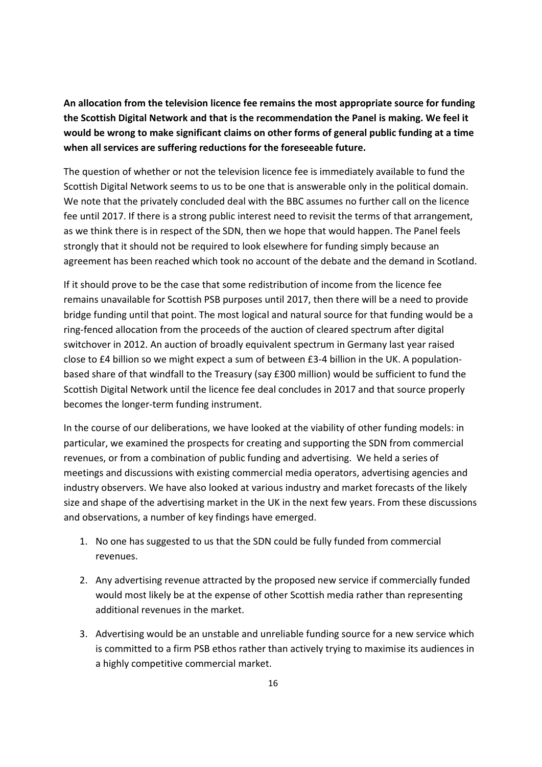**An allocation from the television licence fee remains the most appropriate source for funding the Scottish Digital Network and that is the recommendation the Panel is making. We feel it would be wrong to make significant claims on other forms of general public funding at a time when all services are suffering reductions for the foreseeable future.**

The question of whether or not the television licence fee is immediately available to fund the Scottish Digital Network seems to us to be one that is answerable only in the political domain. We note that the privately concluded deal with the BBC assumes no further call on the licence fee until 2017. If there is a strong public interest need to revisit the terms of that arrangement, as we think there is in respect of the SDN, then we hope that would happen. The Panel feels strongly that it should not be required to look elsewhere for funding simply because an agreement has been reached which took no account of the debate and the demand in Scotland.

If it should prove to be the case that some redistribution of income from the licence fee remains unavailable for Scottish PSB purposes until 2017, then there will be a need to provide bridge funding until that point. The most logical and natural source for that funding would be a ring-fenced allocation from the proceeds of the auction of cleared spectrum after digital switchover in 2012. An auction of broadly equivalent spectrum in Germany last year raised close to £4 billion so we might expect a sum of between £3-4 billion in the UK. A population-based share of that windfall to the Treasury (say £300 million) would be sufficient to fund the Scottish Digital Network until the licence fee deal concludes in 2017 and that source properly becomes the longer-term funding instrument.

In the course of our deliberations, we have looked at the viability of other funding models: in particular, we examined the prospects for creating and supporting the SDN from commercial revenues, or from a combination of public funding and advertising. We held a series of meetings and discussions with existing commercial media operators, advertising agencies and industry observers. We have also looked at various industry and market forecasts of the likely size and shape of the advertising market in the UK in the next few years. From these discussions and observations, a number of key findings have emerged.

1. No one has suggested to us that the SDN could be fully funded from commercial revenues.
2. Any advertising revenue attracted by the proposed new service if commercially funded would most likely be at the expense of other Scottish media rather than representing additional revenues in the market.
3. Advertising would be an unstable and unreliable funding source for a new service which is committed to a firm PSB ethos rather than actively trying to maximise its audiences in a highly competitive commercial market.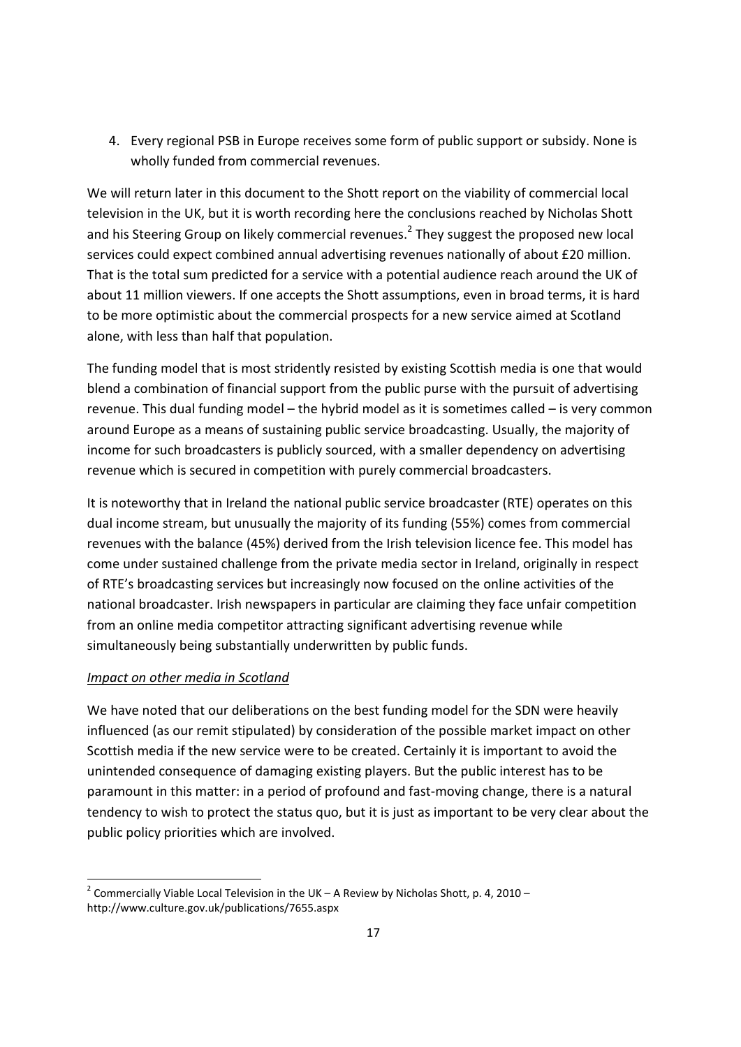4. Every regional PSB in Europe receives some form of public support or subsidy. None is wholly funded from commercial revenues.

We will return later in this document to the Shott report on the viability of commercial local television in the UK, but it is worth recording here the conclusions reached by Nicholas Shott and his Steering Group on likely commercial revenues.[2] They suggest the proposed new local services could expect combined annual advertising revenues nationally of about £20 million. That is the total sum predicted for a service with a potential audience reach around the UK of about 11 million viewers. If one accepts the Shott assumptions, even in broad terms, it is hard to be more optimistic about the commercial prospects for a new service aimed at Scotland alone, with less than half that population.

The funding model that is most stridently resisted by existing Scottish media is one that would blend a combination of financial support from the public purse with the pursuit of advertising revenue. This dual funding model – the hybrid model as it is sometimes called – is very common around Europe as a means of sustaining public service broadcasting. Usually, the majority of income for such broadcasters is publicly sourced, with a smaller dependency on advertising revenue which is secured in competition with purely commercial broadcasters.

It is noteworthy that in Ireland the national public service broadcaster (RTE) operates on this dual income stream, but unusually the majority of its funding (55%) comes from commercial revenues with the balance (45%) derived from the Irish television licence fee. This model has come under sustained challenge from the private media sector in Ireland, originally in respect of RTE's broadcasting services but increasingly now focused on the online activities of the national broadcaster. Irish newspapers in particular are claiming they face unfair competition from an online media competitor attracting significant advertising revenue while simultaneously being substantially underwritten by public funds.

*Impact on other media in Scotland*

We have noted that our deliberations on the best funding model for the SDN were heavily influenced (as our remit stipulated) by consideration of the possible market impact on other Scottish media if the new service were to be created. Certainly it is important to avoid the unintended consequence of damaging existing players. But the public interest has to be paramount in this matter: in a period of profound and fast-moving change, there is a natural tendency to wish to protect the status quo, but it is just as important to be very clear about the public policy priorities which are involved.

---

[2] Commercially Viable Local Television in the UK – A Review by Nicholas Shott, p. 4, 2010 – http://www.culture.gov.uk/publications/7655.aspx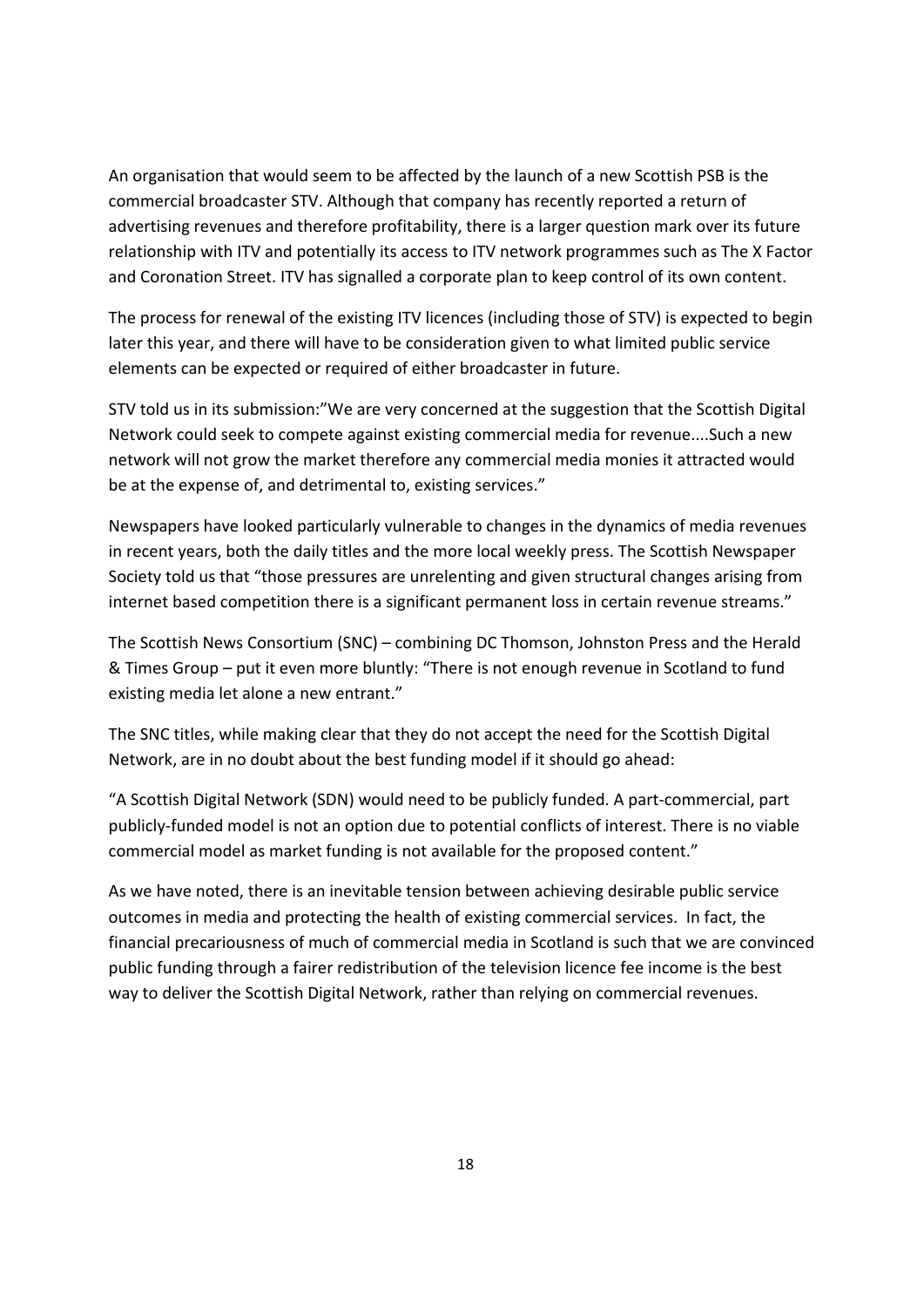An organisation that would seem to be affected by the launch of a new Scottish PSB is the commercial broadcaster STV. Although that company has recently reported a return of advertising revenues and therefore profitability, there is a larger question mark over its future relationship with ITV and potentially its access to ITV network programmes such as The X Factor and Coronation Street. ITV has signalled a corporate plan to keep control of its own content.

The process for renewal of the existing ITV licences (including those of STV) is expected to begin later this year, and there will have to be consideration given to what limited public service elements can be expected or required of either broadcaster in future.

STV told us in its submission:"We are very concerned at the suggestion that the Scottish Digital Network could seek to compete against existing commercial media for revenue....Such a new network will not grow the market therefore any commercial media monies it attracted would be at the expense of, and detrimental to, existing services."

Newspapers have looked particularly vulnerable to changes in the dynamics of media revenues in recent years, both the daily titles and the more local weekly press. The Scottish Newspaper Society told us that "those pressures are unrelenting and given structural changes arising from internet based competition there is a significant permanent loss in certain revenue streams."

The Scottish News Consortium (SNC) – combining DC Thomson, Johnston Press and the Herald & Times Group – put it even more bluntly: "There is not enough revenue in Scotland to fund existing media let alone a new entrant."

The SNC titles, while making clear that they do not accept the need for the Scottish Digital Network, are in no doubt about the best funding model if it should go ahead:

"A Scottish Digital Network (SDN) would need to be publicly funded. A part-commercial, part publicly-funded model is not an option due to potential conflicts of interest. There is no viable commercial model as market funding is not available for the proposed content."

As we have noted, there is an inevitable tension between achieving desirable public service outcomes in media and protecting the health of existing commercial services. In fact, the financial precariousness of much of commercial media in Scotland is such that we are convinced public funding through a fairer redistribution of the television licence fee income is the best way to deliver the Scottish Digital Network, rather than relying on commercial revenues.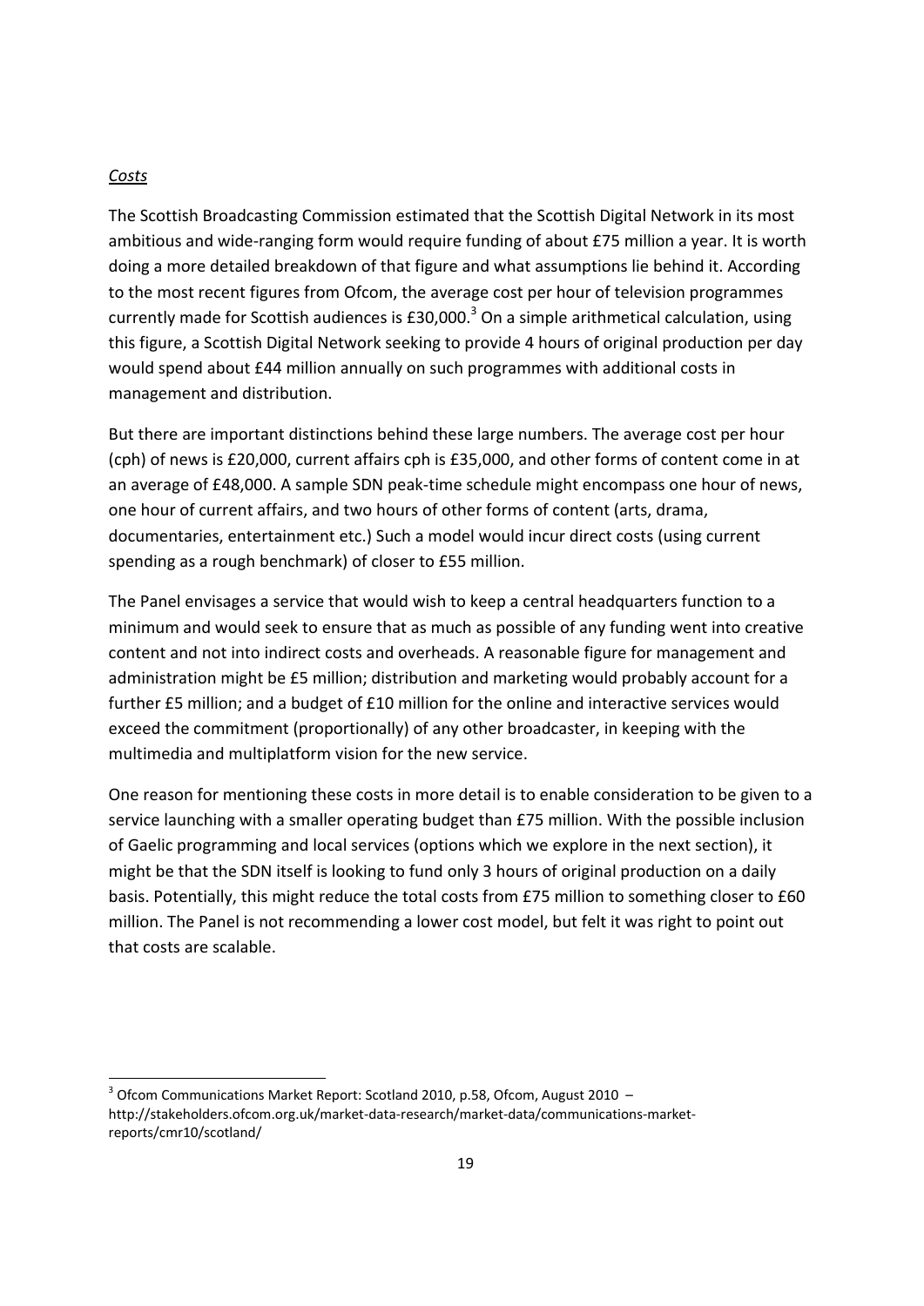*Costs*

The Scottish Broadcasting Commission estimated that the Scottish Digital Network in its most ambitious and wide-ranging form would require funding of about £75 million a year. It is worth doing a more detailed breakdown of that figure and what assumptions lie behind it. According to the most recent figures from Ofcom, the average cost per hour of television programmes currently made for Scottish audiences is £30,000.[3] On a simple arithmetical calculation, using this figure, a Scottish Digital Network seeking to provide 4 hours of original production per day would spend about £44 million annually on such programmes with additional costs in management and distribution.

But there are important distinctions behind these large numbers. The average cost per hour (cph) of news is £20,000, current affairs cph is £35,000, and other forms of content come in at an average of £48,000. A sample SDN peak-time schedule might encompass one hour of news, one hour of current affairs, and two hours of other forms of content (arts, drama, documentaries, entertainment etc.) Such a model would incur direct costs (using current spending as a rough benchmark) of closer to £55 million.

The Panel envisages a service that would wish to keep a central headquarters function to a minimum and would seek to ensure that as much as possible of any funding went into creative content and not into indirect costs and overheads. A reasonable figure for management and administration might be £5 million; distribution and marketing would probably account for a further £5 million; and a budget of £10 million for the online and interactive services would exceed the commitment (proportionally) of any other broadcaster, in keeping with the multimedia and multiplatform vision for the new service.

One reason for mentioning these costs in more detail is to enable consideration to be given to a service launching with a smaller operating budget than £75 million. With the possible inclusion of Gaelic programming and local services (options which we explore in the next section), it might be that the SDN itself is looking to fund only 3 hours of original production on a daily basis. Potentially, this might reduce the total costs from £75 million to something closer to £60 million. The Panel is not recommending a lower cost model, but felt it was right to point out that costs are scalable.

---

[3] Ofcom Communications Market Report: Scotland 2010, p.58, Ofcom, August 2010 – http://stakeholders.ofcom.org.uk/market-data-research/market-data/communications-market-reports/cmr10/scotland/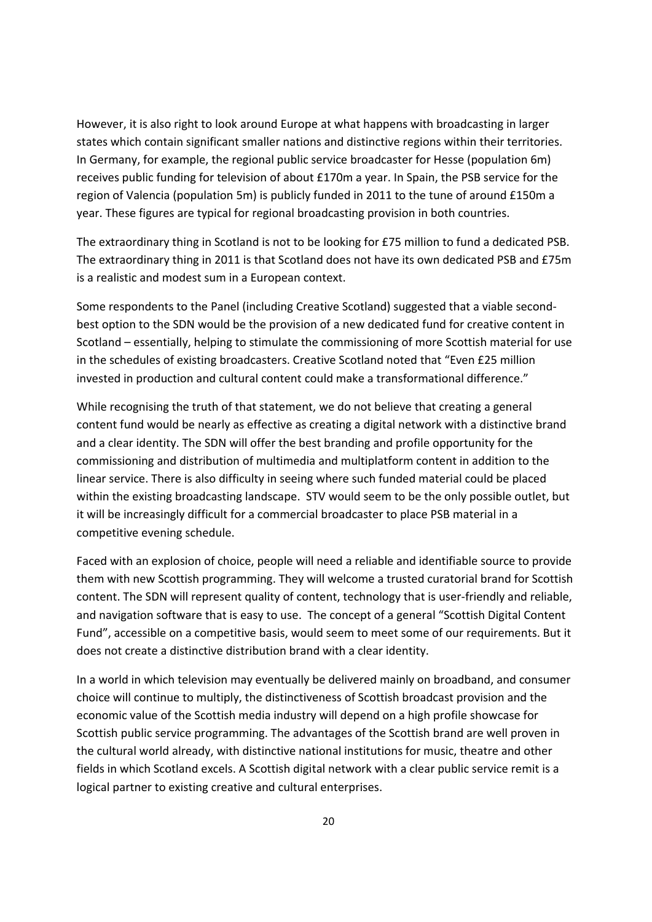However, it is also right to look around Europe at what happens with broadcasting in larger states which contain significant smaller nations and distinctive regions within their territories. In Germany, for example, the regional public service broadcaster for Hesse (population 6m) receives public funding for television of about £170m a year. In Spain, the PSB service for the region of Valencia (population 5m) is publicly funded in 2011 to the tune of around £150m a year. These figures are typical for regional broadcasting provision in both countries.

The extraordinary thing in Scotland is not to be looking for £75 million to fund a dedicated PSB. The extraordinary thing in 2011 is that Scotland does not have its own dedicated PSB and £75m is a realistic and modest sum in a European context.

Some respondents to the Panel (including Creative Scotland) suggested that a viable second-best option to the SDN would be the provision of a new dedicated fund for creative content in Scotland – essentially, helping to stimulate the commissioning of more Scottish material for use in the schedules of existing broadcasters. Creative Scotland noted that "Even £25 million invested in production and cultural content could make a transformational difference."

While recognising the truth of that statement, we do not believe that creating a general content fund would be nearly as effective as creating a digital network with a distinctive brand and a clear identity. The SDN will offer the best branding and profile opportunity for the commissioning and distribution of multimedia and multiplatform content in addition to the linear service. There is also difficulty in seeing where such funded material could be placed within the existing broadcasting landscape. STV would seem to be the only possible outlet, but it will be increasingly difficult for a commercial broadcaster to place PSB material in a competitive evening schedule.

Faced with an explosion of choice, people will need a reliable and identifiable source to provide them with new Scottish programming. They will welcome a trusted curatorial brand for Scottish content. The SDN will represent quality of content, technology that is user-friendly and reliable, and navigation software that is easy to use. The concept of a general "Scottish Digital Content Fund", accessible on a competitive basis, would seem to meet some of our requirements. But it does not create a distinctive distribution brand with a clear identity.

In a world in which television may eventually be delivered mainly on broadband, and consumer choice will continue to multiply, the distinctiveness of Scottish broadcast provision and the economic value of the Scottish media industry will depend on a high profile showcase for Scottish public service programming. The advantages of the Scottish brand are well proven in the cultural world already, with distinctive national institutions for music, theatre and other fields in which Scotland excels. A Scottish digital network with a clear public service remit is a logical partner to existing creative and cultural enterprises.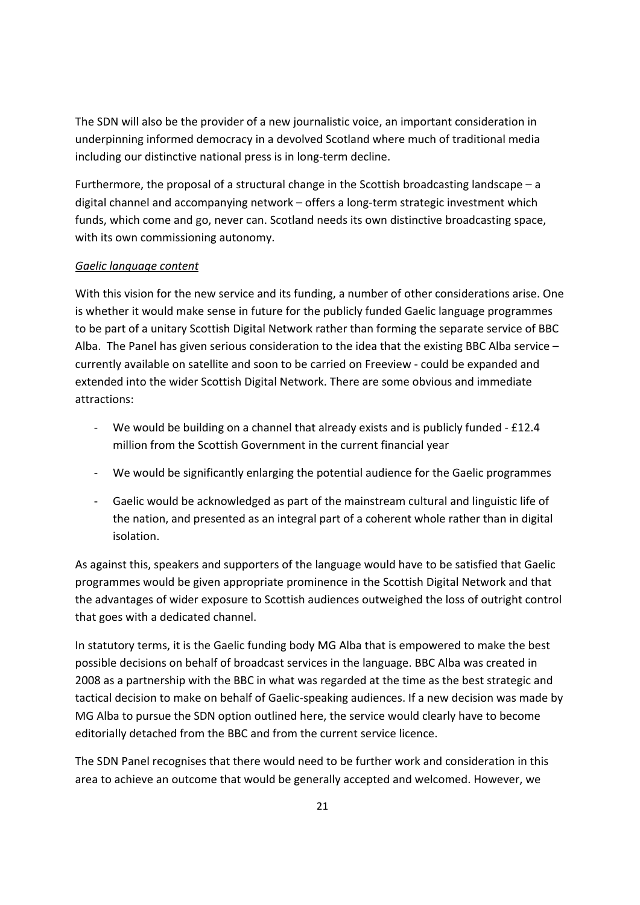The SDN will also be the provider of a new journalistic voice, an important consideration in underpinning informed democracy in a devolved Scotland where much of traditional media including our distinctive national press is in long-term decline.

Furthermore, the proposal of a structural change in the Scottish broadcasting landscape – a digital channel and accompanying network – offers a long-term strategic investment which funds, which come and go, never can. Scotland needs its own distinctive broadcasting space, with its own commissioning autonomy.

*Gaelic language content*

With this vision for the new service and its funding, a number of other considerations arise. One is whether it would make sense in future for the publicly funded Gaelic language programmes to be part of a unitary Scottish Digital Network rather than forming the separate service of BBC Alba. The Panel has given serious consideration to the idea that the existing BBC Alba service – currently available on satellite and soon to be carried on Freeview - could be expanded and extended into the wider Scottish Digital Network. There are some obvious and immediate attractions:

- We would be building on a channel that already exists and is publicly funded - £12.4 million from the Scottish Government in the current financial year
- We would be significantly enlarging the potential audience for the Gaelic programmes
- Gaelic would be acknowledged as part of the mainstream cultural and linguistic life of the nation, and presented as an integral part of a coherent whole rather than in digital isolation.

As against this, speakers and supporters of the language would have to be satisfied that Gaelic programmes would be given appropriate prominence in the Scottish Digital Network and that the advantages of wider exposure to Scottish audiences outweighed the loss of outright control that goes with a dedicated channel.

In statutory terms, it is the Gaelic funding body MG Alba that is empowered to make the best possible decisions on behalf of broadcast services in the language. BBC Alba was created in 2008 as a partnership with the BBC in what was regarded at the time as the best strategic and tactical decision to make on behalf of Gaelic-speaking audiences. If a new decision was made by MG Alba to pursue the SDN option outlined here, the service would clearly have to become editorially detached from the BBC and from the current service licence.

The SDN Panel recognises that there would need to be further work and consideration in this area to achieve an outcome that would be generally accepted and welcomed. However, we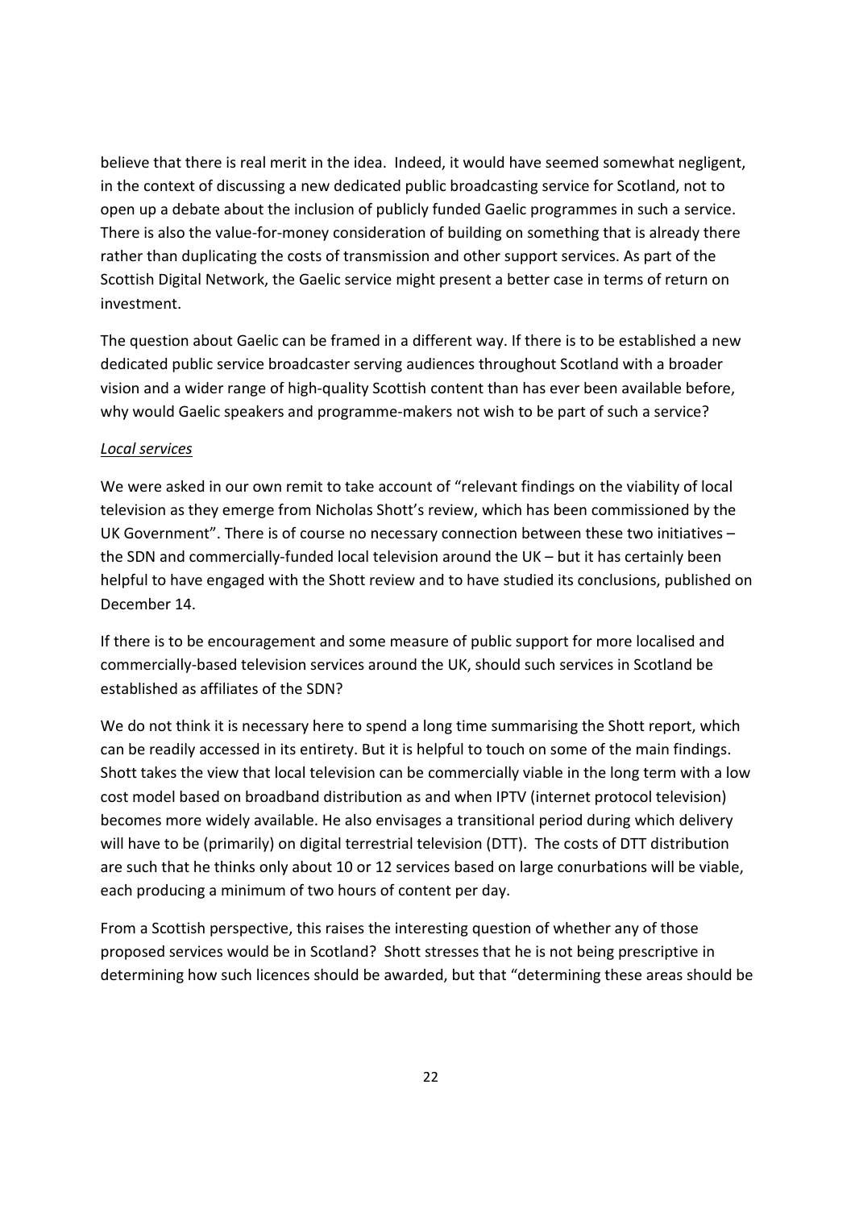believe that there is real merit in the idea. Indeed, it would have seemed somewhat negligent, in the context of discussing a new dedicated public broadcasting service for Scotland, not to open up a debate about the inclusion of publicly funded Gaelic programmes in such a service. There is also the value-for-money consideration of building on something that is already there rather than duplicating the costs of transmission and other support services. As part of the Scottish Digital Network, the Gaelic service might present a better case in terms of return on investment.

The question about Gaelic can be framed in a different way. If there is to be established a new dedicated public service broadcaster serving audiences throughout Scotland with a broader vision and a wider range of high-quality Scottish content than has ever been available before, why would Gaelic speakers and programme-makers not wish to be part of such a service?

*Local services*

We were asked in our own remit to take account of "relevant findings on the viability of local television as they emerge from Nicholas Shott's review, which has been commissioned by the UK Government". There is of course no necessary connection between these two initiatives – the SDN and commercially-funded local television around the UK – but it has certainly been helpful to have engaged with the Shott review and to have studied its conclusions, published on December 14.

If there is to be encouragement and some measure of public support for more localised and commercially-based television services around the UK, should such services in Scotland be established as affiliates of the SDN?

We do not think it is necessary here to spend a long time summarising the Shott report, which can be readily accessed in its entirety. But it is helpful to touch on some of the main findings. Shott takes the view that local television can be commercially viable in the long term with a low cost model based on broadband distribution as and when IPTV (internet protocol television) becomes more widely available. He also envisages a transitional period during which delivery will have to be (primarily) on digital terrestrial television (DTT). The costs of DTT distribution are such that he thinks only about 10 or 12 services based on large conurbations will be viable, each producing a minimum of two hours of content per day.

From a Scottish perspective, this raises the interesting question of whether any of those proposed services would be in Scotland? Shott stresses that he is not being prescriptive in determining how such licences should be awarded, but that "determining these areas should be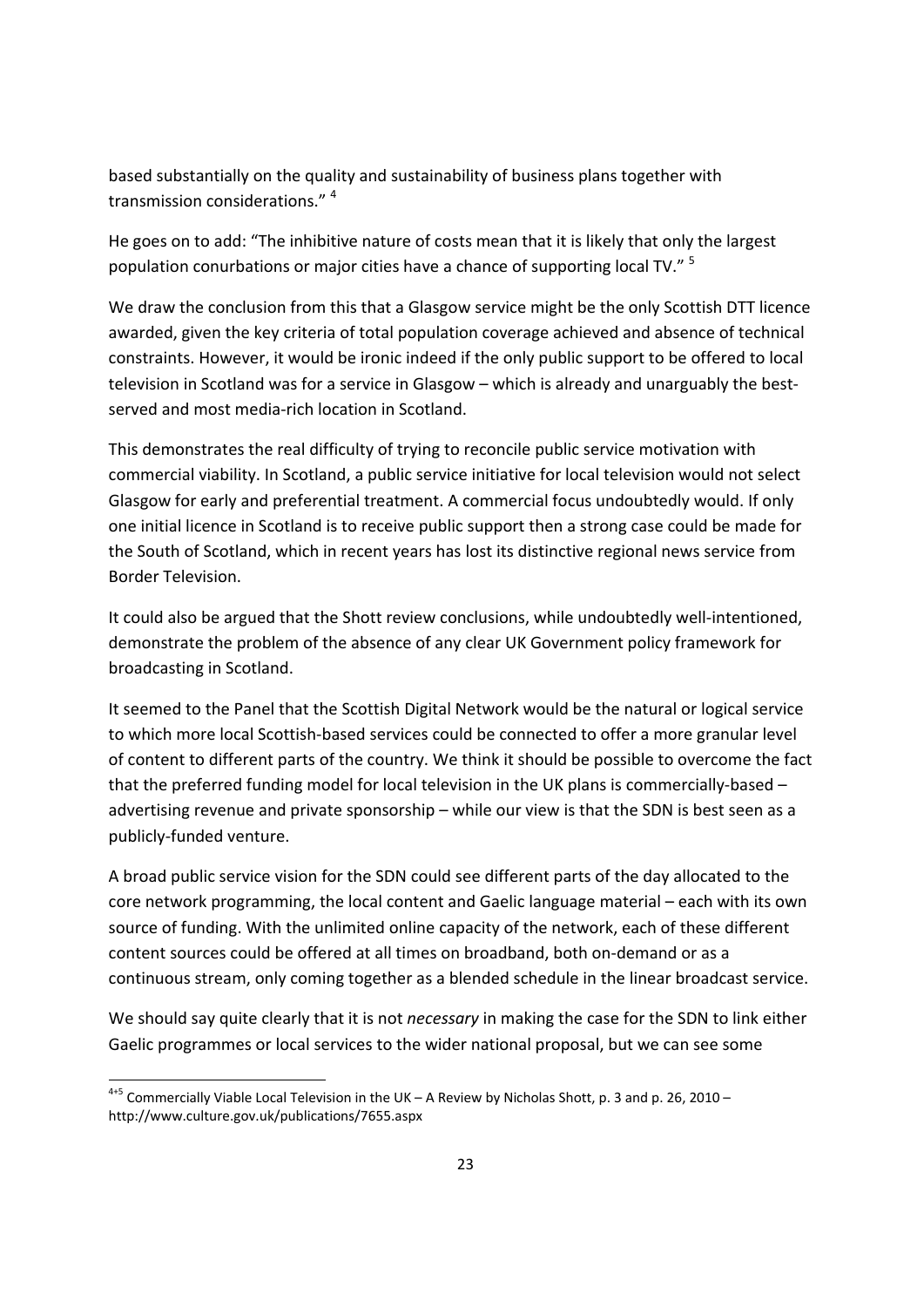based substantially on the quality and sustainability of business plans together with transmission considerations." [4]

He goes on to add: "The inhibitive nature of costs mean that it is likely that only the largest population conurbations or major cities have a chance of supporting local TV." [5]

We draw the conclusion from this that a Glasgow service might be the only Scottish DTT licence awarded, given the key criteria of total population coverage achieved and absence of technical constraints. However, it would be ironic indeed if the only public support to be offered to local television in Scotland was for a service in Glasgow – which is already and unarguably the best-served and most media-rich location in Scotland.

This demonstrates the real difficulty of trying to reconcile public service motivation with commercial viability. In Scotland, a public service initiative for local television would not select Glasgow for early and preferential treatment. A commercial focus undoubtedly would. If only one initial licence in Scotland is to receive public support then a strong case could be made for the South of Scotland, which in recent years has lost its distinctive regional news service from Border Television.

It could also be argued that the Shott review conclusions, while undoubtedly well-intentioned, demonstrate the problem of the absence of any clear UK Government policy framework for broadcasting in Scotland.

It seemed to the Panel that the Scottish Digital Network would be the natural or logical service to which more local Scottish-based services could be connected to offer a more granular level of content to different parts of the country. We think it should be possible to overcome the fact that the preferred funding model for local television in the UK plans is commercially-based – advertising revenue and private sponsorship – while our view is that the SDN is best seen as a publicly-funded venture.

A broad public service vision for the SDN could see different parts of the day allocated to the core network programming, the local content and Gaelic language material – each with its own source of funding. With the unlimited online capacity of the network, each of these different content sources could be offered at all times on broadband, both on-demand or as a continuous stream, only coming together as a blended schedule in the linear broadcast service.

We should say quite clearly that it is not *necessary* in making the case for the SDN to link either Gaelic programmes or local services to the wider national proposal, but we can see some

---

[4+5] Commercially Viable Local Television in the UK – A Review by Nicholas Shott, p. 3 and p. 26, 2010 – http://www.culture.gov.uk/publications/7655.aspx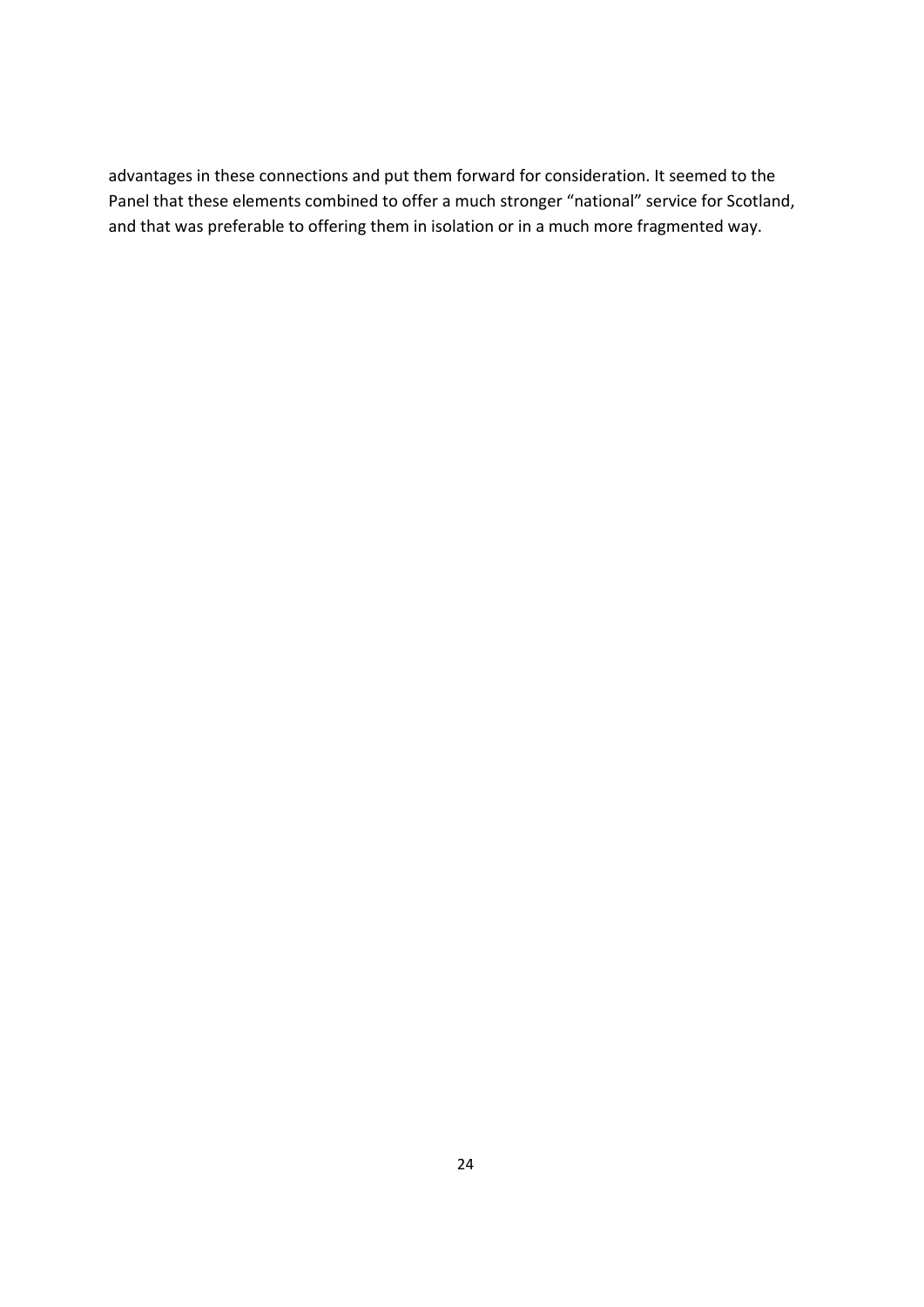advantages in these connections and put them forward for consideration. It seemed to the Panel that these elements combined to offer a much stronger "national" service for Scotland, and that was preferable to offering them in isolation or in a much more fragmented way.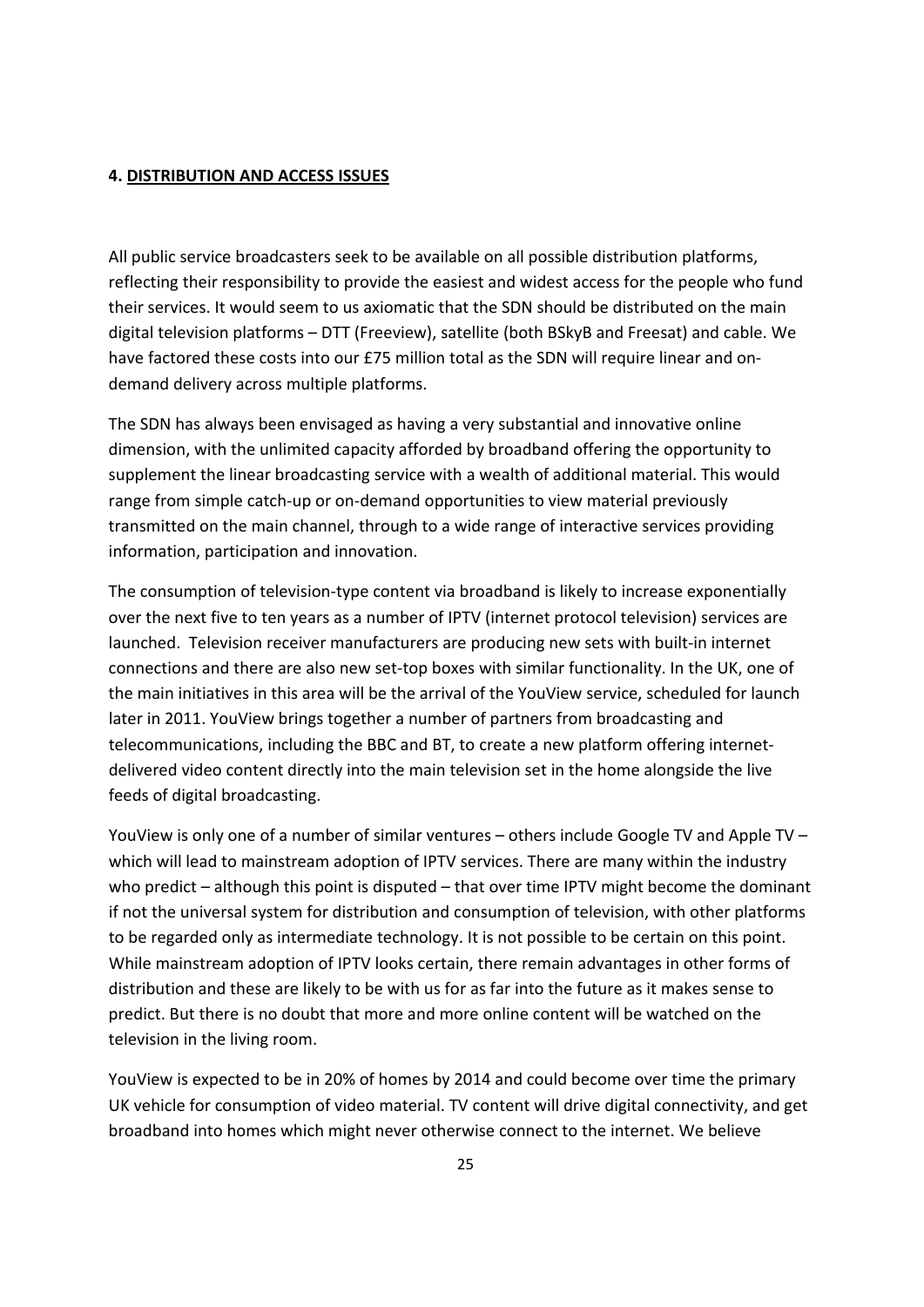## 4. DISTRIBUTION AND ACCESS ISSUES

All public service broadcasters seek to be available on all possible distribution platforms, reflecting their responsibility to provide the easiest and widest access for the people who fund their services. It would seem to us axiomatic that the SDN should be distributed on the main digital television platforms – DTT (Freeview), satellite (both BSkyB and Freesat) and cable. We have factored these costs into our £75 million total as the SDN will require linear and on-demand delivery across multiple platforms.

The SDN has always been envisaged as having a very substantial and innovative online dimension, with the unlimited capacity afforded by broadband offering the opportunity to supplement the linear broadcasting service with a wealth of additional material. This would range from simple catch-up or on-demand opportunities to view material previously transmitted on the main channel, through to a wide range of interactive services providing information, participation and innovation.

The consumption of television-type content via broadband is likely to increase exponentially over the next five to ten years as a number of IPTV (internet protocol television) services are launched. Television receiver manufacturers are producing new sets with built-in internet connections and there are also new set-top boxes with similar functionality. In the UK, one of the main initiatives in this area will be the arrival of the YouView service, scheduled for launch later in 2011. YouView brings together a number of partners from broadcasting and telecommunications, including the BBC and BT, to create a new platform offering internet-delivered video content directly into the main television set in the home alongside the live feeds of digital broadcasting.

YouView is only one of a number of similar ventures – others include Google TV and Apple TV – which will lead to mainstream adoption of IPTV services. There are many within the industry who predict – although this point is disputed – that over time IPTV might become the dominant if not the universal system for distribution and consumption of television, with other platforms to be regarded only as intermediate technology. It is not possible to be certain on this point. While mainstream adoption of IPTV looks certain, there remain advantages in other forms of distribution and these are likely to be with us for as far into the future as it makes sense to predict. But there is no doubt that more and more online content will be watched on the television in the living room.

YouView is expected to be in 20% of homes by 2014 and could become over time the primary UK vehicle for consumption of video material. TV content will drive digital connectivity, and get broadband into homes which might never otherwise connect to the internet. We believe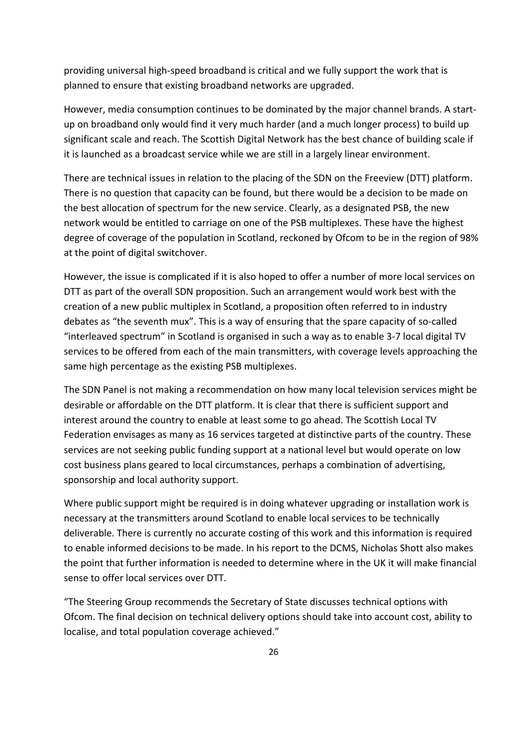providing universal high-speed broadband is critical and we fully support the work that is planned to ensure that existing broadband networks are upgraded.

However, media consumption continues to be dominated by the major channel brands. A start-up on broadband only would find it very much harder (and a much longer process) to build up significant scale and reach. The Scottish Digital Network has the best chance of building scale if it is launched as a broadcast service while we are still in a largely linear environment.

There are technical issues in relation to the placing of the SDN on the Freeview (DTT) platform. There is no question that capacity can be found, but there would be a decision to be made on the best allocation of spectrum for the new service. Clearly, as a designated PSB, the new network would be entitled to carriage on one of the PSB multiplexes. These have the highest degree of coverage of the population in Scotland, reckoned by Ofcom to be in the region of 98% at the point of digital switchover.

However, the issue is complicated if it is also hoped to offer a number of more local services on DTT as part of the overall SDN proposition. Such an arrangement would work best with the creation of a new public multiplex in Scotland, a proposition often referred to in industry debates as "the seventh mux". This is a way of ensuring that the spare capacity of so-called "interleaved spectrum" in Scotland is organised in such a way as to enable 3-7 local digital TV services to be offered from each of the main transmitters, with coverage levels approaching the same high percentage as the existing PSB multiplexes.

The SDN Panel is not making a recommendation on how many local television services might be desirable or affordable on the DTT platform. It is clear that there is sufficient support and interest around the country to enable at least some to go ahead. The Scottish Local TV Federation envisages as many as 16 services targeted at distinctive parts of the country. These services are not seeking public funding support at a national level but would operate on low cost business plans geared to local circumstances, perhaps a combination of advertising, sponsorship and local authority support.

Where public support might be required is in doing whatever upgrading or installation work is necessary at the transmitters around Scotland to enable local services to be technically deliverable. There is currently no accurate costing of this work and this information is required to enable informed decisions to be made. In his report to the DCMS, Nicholas Shott also makes the point that further information is needed to determine where in the UK it will make financial sense to offer local services over DTT.

"The Steering Group recommends the Secretary of State discusses technical options with Ofcom. The final decision on technical delivery options should take into account cost, ability to localise, and total population coverage achieved."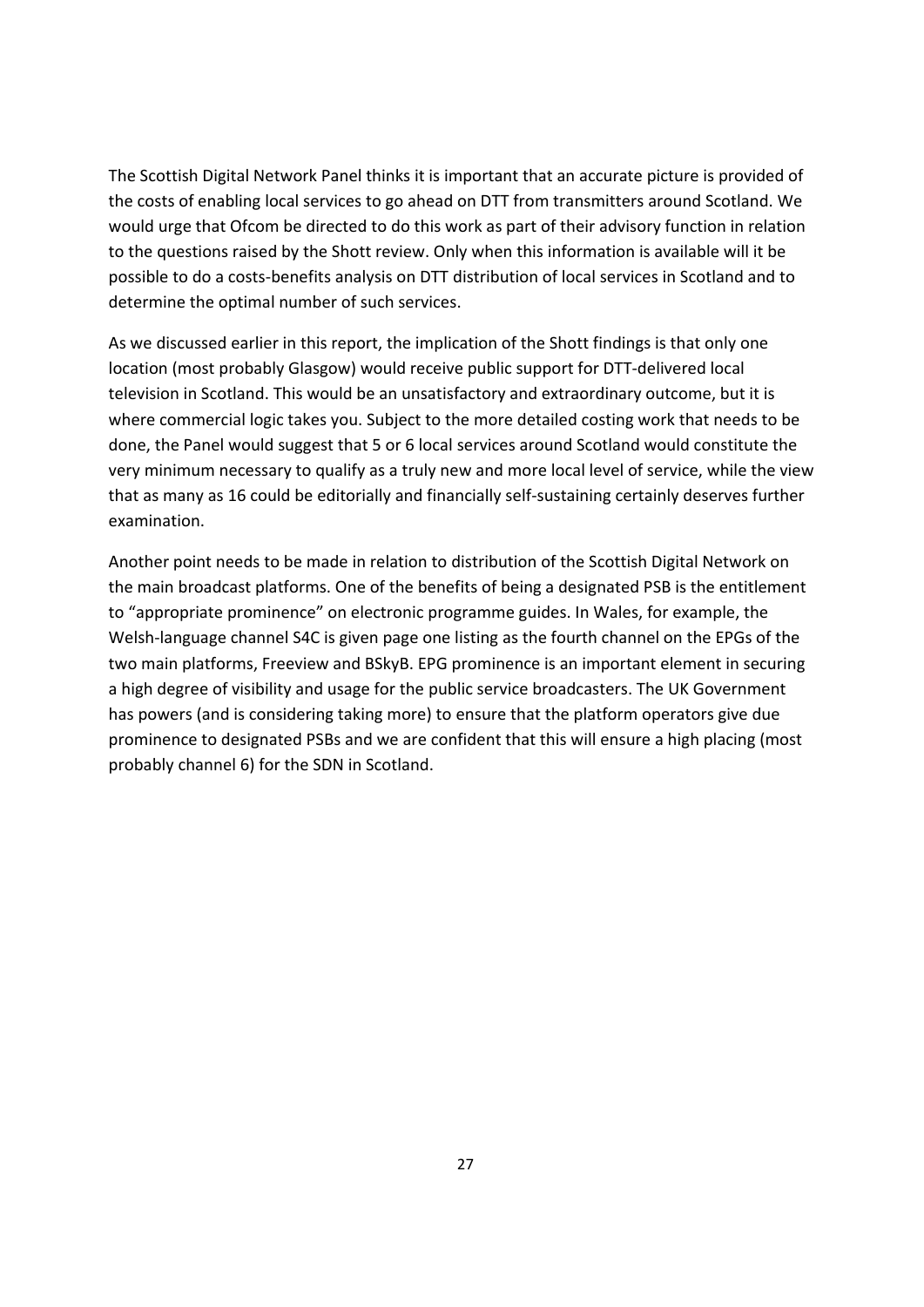The Scottish Digital Network Panel thinks it is important that an accurate picture is provided of the costs of enabling local services to go ahead on DTT from transmitters around Scotland. We would urge that Ofcom be directed to do this work as part of their advisory function in relation to the questions raised by the Shott review. Only when this information is available will it be possible to do a costs-benefits analysis on DTT distribution of local services in Scotland and to determine the optimal number of such services.

As we discussed earlier in this report, the implication of the Shott findings is that only one location (most probably Glasgow) would receive public support for DTT-delivered local television in Scotland. This would be an unsatisfactory and extraordinary outcome, but it is where commercial logic takes you. Subject to the more detailed costing work that needs to be done, the Panel would suggest that 5 or 6 local services around Scotland would constitute the very minimum necessary to qualify as a truly new and more local level of service, while the view that as many as 16 could be editorially and financially self-sustaining certainly deserves further examination.

Another point needs to be made in relation to distribution of the Scottish Digital Network on the main broadcast platforms. One of the benefits of being a designated PSB is the entitlement to "appropriate prominence" on electronic programme guides. In Wales, for example, the Welsh-language channel S4C is given page one listing as the fourth channel on the EPGs of the two main platforms, Freeview and BSkyB. EPG prominence is an important element in securing a high degree of visibility and usage for the public service broadcasters. The UK Government has powers (and is considering taking more) to ensure that the platform operators give due prominence to designated PSBs and we are confident that this will ensure a high placing (most probably channel 6) for the SDN in Scotland.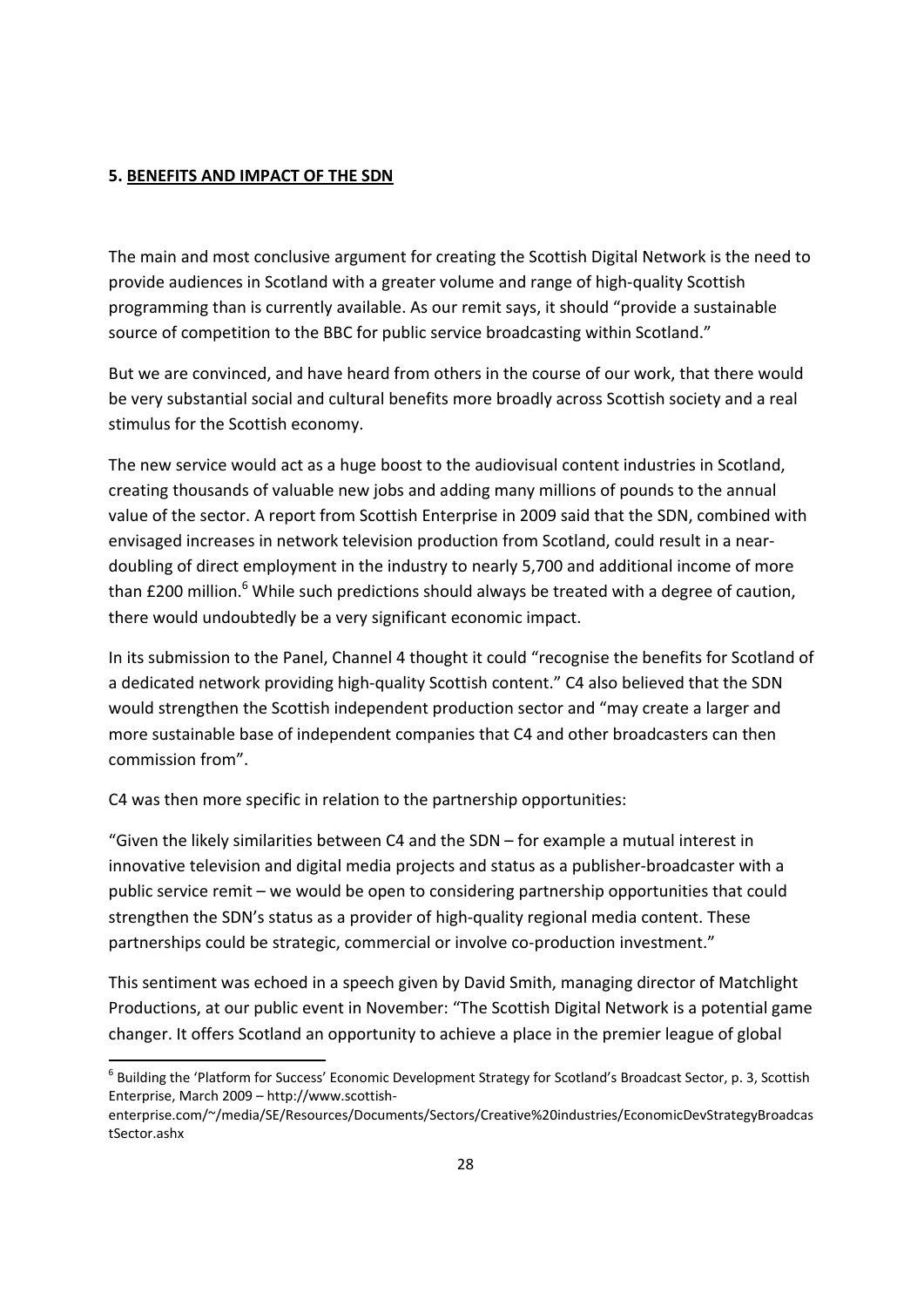## 5. BENEFITS AND IMPACT OF THE SDN

The main and most conclusive argument for creating the Scottish Digital Network is the need to provide audiences in Scotland with a greater volume and range of high-quality Scottish programming than is currently available. As our remit says, it should "provide a sustainable source of competition to the BBC for public service broadcasting within Scotland."

But we are convinced, and have heard from others in the course of our work, that there would be very substantial social and cultural benefits more broadly across Scottish society and a real stimulus for the Scottish economy.

The new service would act as a huge boost to the audiovisual content industries in Scotland, creating thousands of valuable new jobs and adding many millions of pounds to the annual value of the sector. A report from Scottish Enterprise in 2009 said that the SDN, combined with envisaged increases in network television production from Scotland, could result in a near-doubling of direct employment in the industry to nearly 5,700 and additional income of more than £200 million.[6] While such predictions should always be treated with a degree of caution, there would undoubtedly be a very significant economic impact.

In its submission to the Panel, Channel 4 thought it could "recognise the benefits for Scotland of a dedicated network providing high-quality Scottish content." C4 also believed that the SDN would strengthen the Scottish independent production sector and "may create a larger and more sustainable base of independent companies that C4 and other broadcasters can then commission from".

C4 was then more specific in relation to the partnership opportunities:

"Given the likely similarities between C4 and the SDN – for example a mutual interest in innovative television and digital media projects and status as a publisher-broadcaster with a public service remit – we would be open to considering partnership opportunities that could strengthen the SDN's status as a provider of high-quality regional media content. These partnerships could be strategic, commercial or involve co-production investment."

This sentiment was echoed in a speech given by David Smith, managing director of Matchlight Productions, at our public event in November: "The Scottish Digital Network is a potential game changer. It offers Scotland an opportunity to achieve a place in the premier league of global

---

[6] Building the 'Platform for Success' Economic Development Strategy for Scotland's Broadcast Sector, p. 3, Scottish Enterprise, March 2009 – http://www.scottish-enterprise.com/~/media/SE/Resources/Documents/Sectors/Creative%20industries/EconomicDevStrategyBroadcastSector.ashx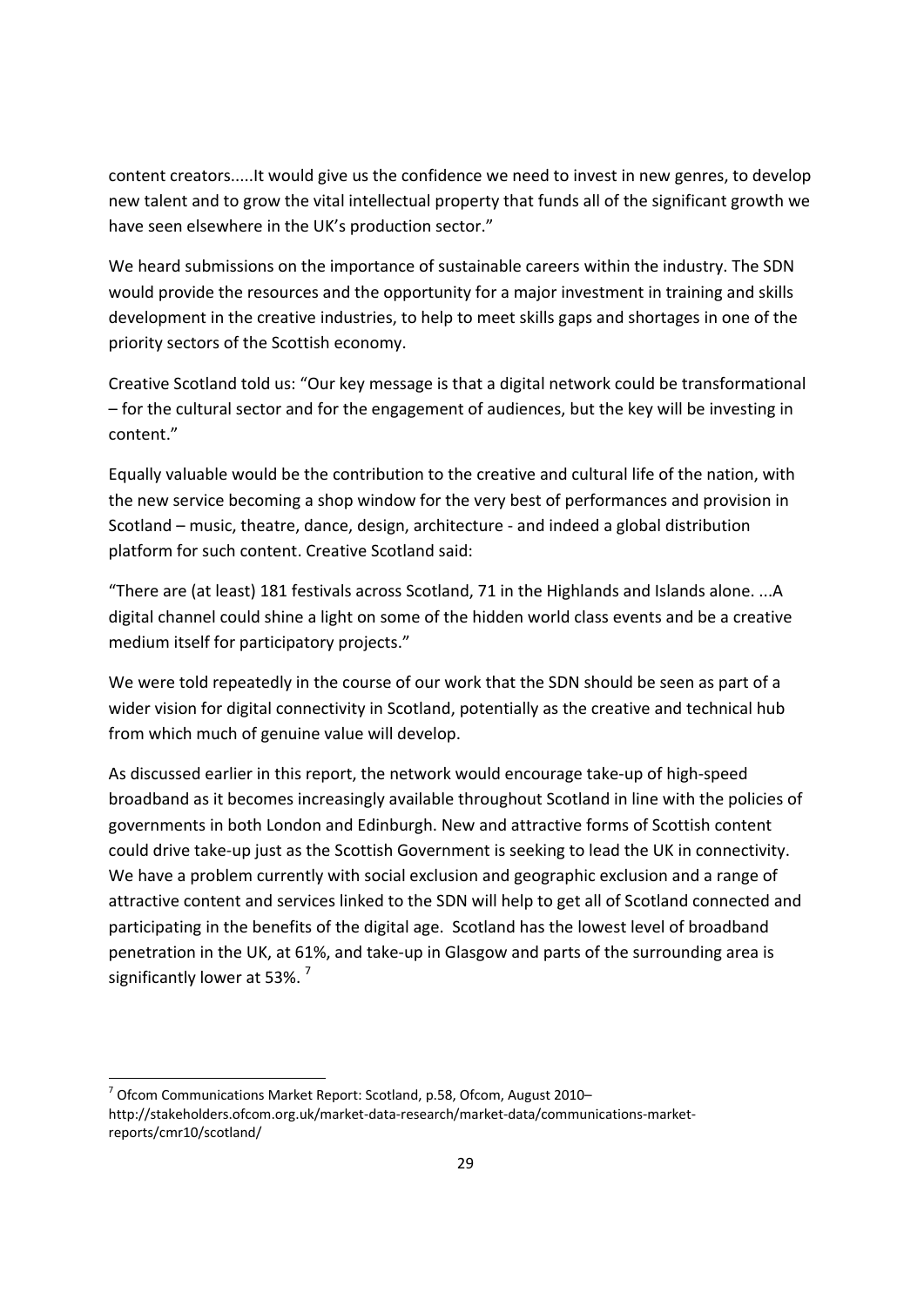content creators.....It would give us the confidence we need to invest in new genres, to develop new talent and to grow the vital intellectual property that funds all of the significant growth we have seen elsewhere in the UK's production sector."

We heard submissions on the importance of sustainable careers within the industry. The SDN would provide the resources and the opportunity for a major investment in training and skills development in the creative industries, to help to meet skills gaps and shortages in one of the priority sectors of the Scottish economy.

Creative Scotland told us: "Our key message is that a digital network could be transformational – for the cultural sector and for the engagement of audiences, but the key will be investing in content."

Equally valuable would be the contribution to the creative and cultural life of the nation, with the new service becoming a shop window for the very best of performances and provision in Scotland – music, theatre, dance, design, architecture - and indeed a global distribution platform for such content. Creative Scotland said:

"There are (at least) 181 festivals across Scotland, 71 in the Highlands and Islands alone. ...A digital channel could shine a light on some of the hidden world class events and be a creative medium itself for participatory projects."

We were told repeatedly in the course of our work that the SDN should be seen as part of a wider vision for digital connectivity in Scotland, potentially as the creative and technical hub from which much of genuine value will develop.

As discussed earlier in this report, the network would encourage take-up of high-speed broadband as it becomes increasingly available throughout Scotland in line with the policies of governments in both London and Edinburgh. New and attractive forms of Scottish content could drive take-up just as the Scottish Government is seeking to lead the UK in connectivity. We have a problem currently with social exclusion and geographic exclusion and a range of attractive content and services linked to the SDN will help to get all of Scotland connected and participating in the benefits of the digital age. Scotland has the lowest level of broadband penetration in the UK, at 61%, and take-up in Glasgow and parts of the surrounding area is significantly lower at 53%. [7]

[7] Ofcom Communications Market Report: Scotland, p.58, Ofcom, August 2010– http://stakeholders.ofcom.org.uk/market-data-research/market-data/communications-market-reports/cmr10/scotland/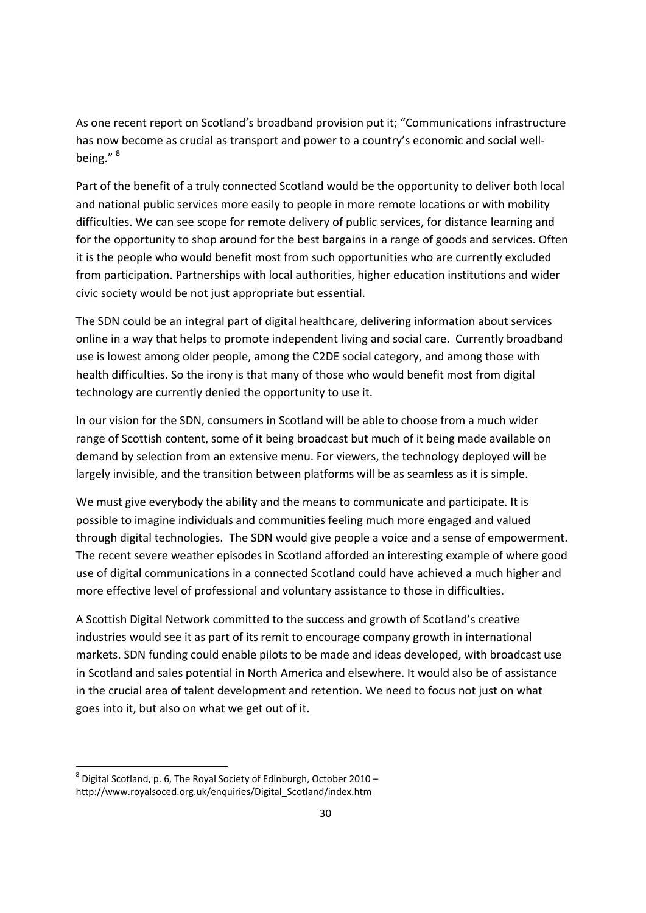As one recent report on Scotland's broadband provision put it; "Communications infrastructure has now become as crucial as transport and power to a country's economic and social well-being." [8]

Part of the benefit of a truly connected Scotland would be the opportunity to deliver both local and national public services more easily to people in more remote locations or with mobility difficulties. We can see scope for remote delivery of public services, for distance learning and for the opportunity to shop around for the best bargains in a range of goods and services. Often it is the people who would benefit most from such opportunities who are currently excluded from participation. Partnerships with local authorities, higher education institutions and wider civic society would be not just appropriate but essential.

The SDN could be an integral part of digital healthcare, delivering information about services online in a way that helps to promote independent living and social care. Currently broadband use is lowest among older people, among the C2DE social category, and among those with health difficulties. So the irony is that many of those who would benefit most from digital technology are currently denied the opportunity to use it.

In our vision for the SDN, consumers in Scotland will be able to choose from a much wider range of Scottish content, some of it being broadcast but much of it being made available on demand by selection from an extensive menu. For viewers, the technology deployed will be largely invisible, and the transition between platforms will be as seamless as it is simple.

We must give everybody the ability and the means to communicate and participate. It is possible to imagine individuals and communities feeling much more engaged and valued through digital technologies. The SDN would give people a voice and a sense of empowerment. The recent severe weather episodes in Scotland afforded an interesting example of where good use of digital communications in a connected Scotland could have achieved a much higher and more effective level of professional and voluntary assistance to those in difficulties.

A Scottish Digital Network committed to the success and growth of Scotland's creative industries would see it as part of its remit to encourage company growth in international markets. SDN funding could enable pilots to be made and ideas developed, with broadcast use in Scotland and sales potential in North America and elsewhere. It would also be of assistance in the crucial area of talent development and retention. We need to focus not just on what goes into it, but also on what we get out of it.

---

[8] Digital Scotland, p. 6, The Royal Society of Edinburgh, October 2010 – http://www.royalsoced.org.uk/enquiries/Digital_Scotland/index.htm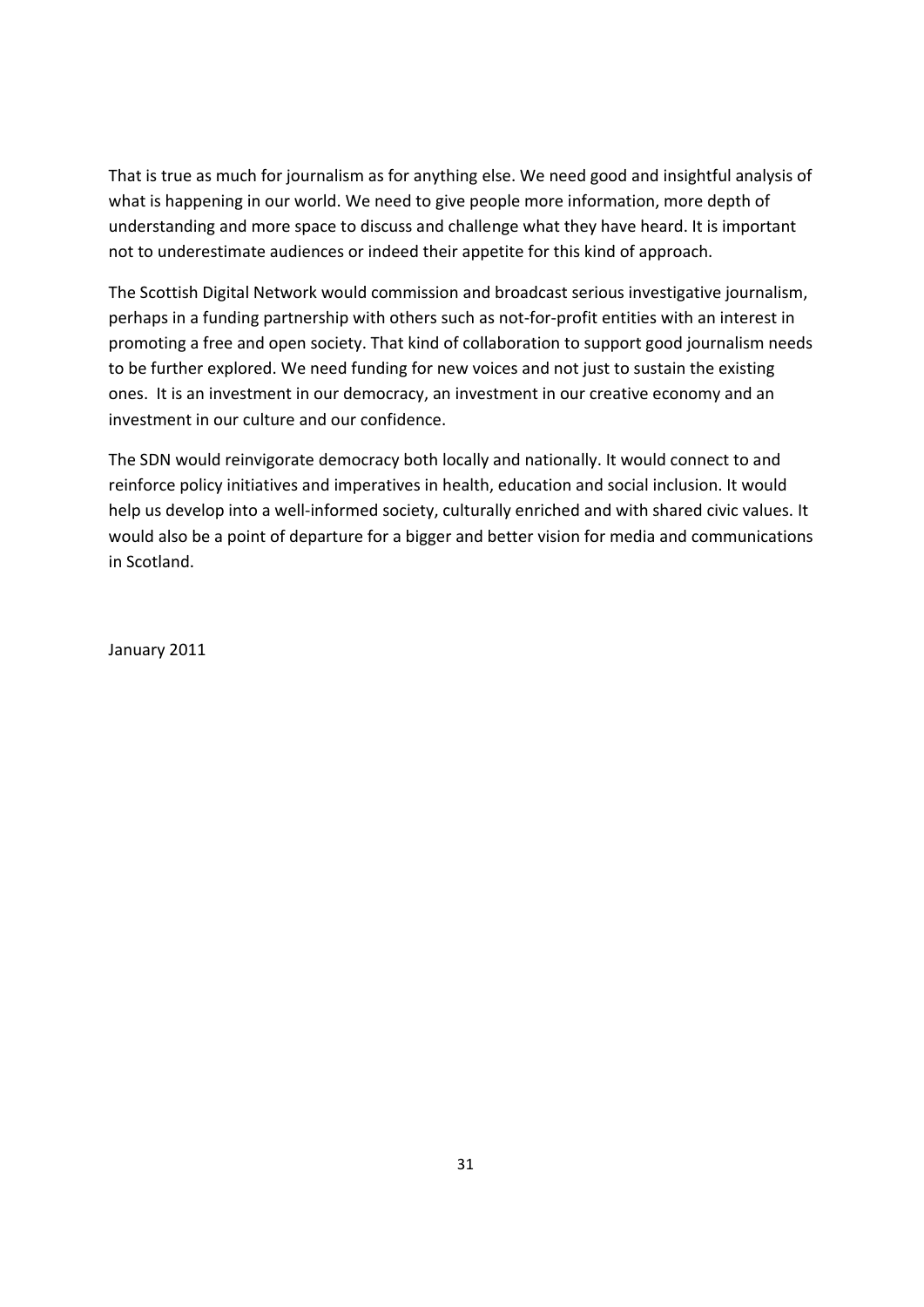That is true as much for journalism as for anything else. We need good and insightful analysis of what is happening in our world. We need to give people more information, more depth of understanding and more space to discuss and challenge what they have heard. It is important not to underestimate audiences or indeed their appetite for this kind of approach.

The Scottish Digital Network would commission and broadcast serious investigative journalism, perhaps in a funding partnership with others such as not-for-profit entities with an interest in promoting a free and open society. That kind of collaboration to support good journalism needs to be further explored. We need funding for new voices and not just to sustain the existing ones. It is an investment in our democracy, an investment in our creative economy and an investment in our culture and our confidence.

The SDN would reinvigorate democracy both locally and nationally. It would connect to and reinforce policy initiatives and imperatives in health, education and social inclusion. It would help us develop into a well-informed society, culturally enriched and with shared civic values. It would also be a point of departure for a bigger and better vision for media and communications in Scotland.

January 2011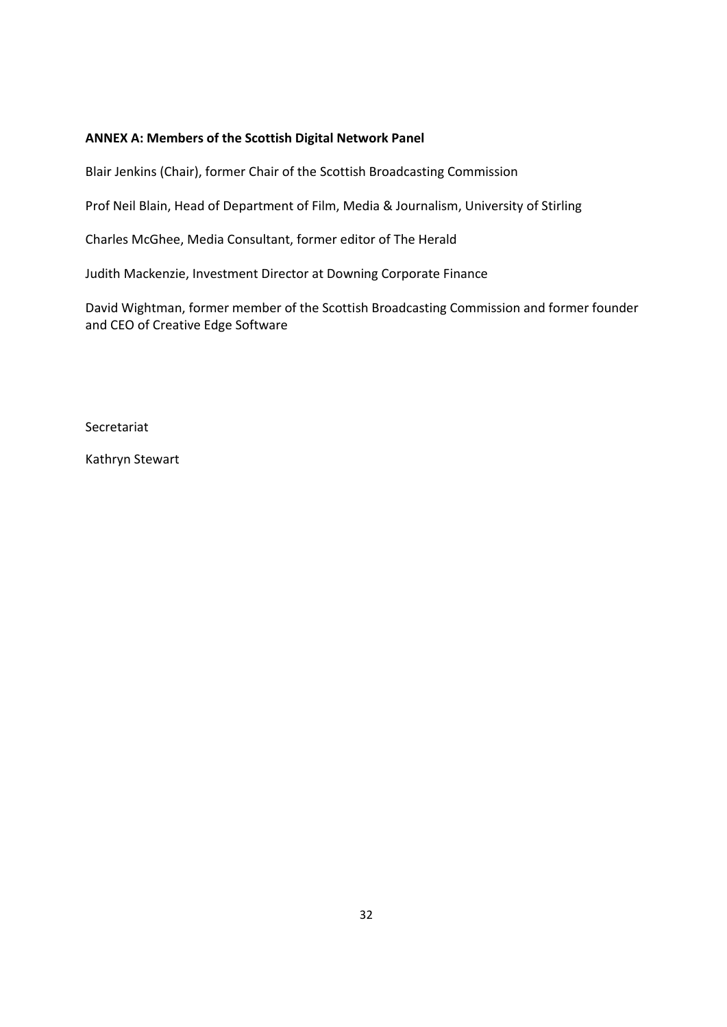**ANNEX A: Members of the Scottish Digital Network Panel**

Blair Jenkins (Chair), former Chair of the Scottish Broadcasting Commission

Prof Neil Blain, Head of Department of Film, Media & Journalism, University of Stirling

Charles McGhee, Media Consultant, former editor of The Herald

Judith Mackenzie, Investment Director at Downing Corporate Finance

David Wightman, former member of the Scottish Broadcasting Commission and former founder and CEO of Creative Edge Software

Secretariat

Kathryn Stewart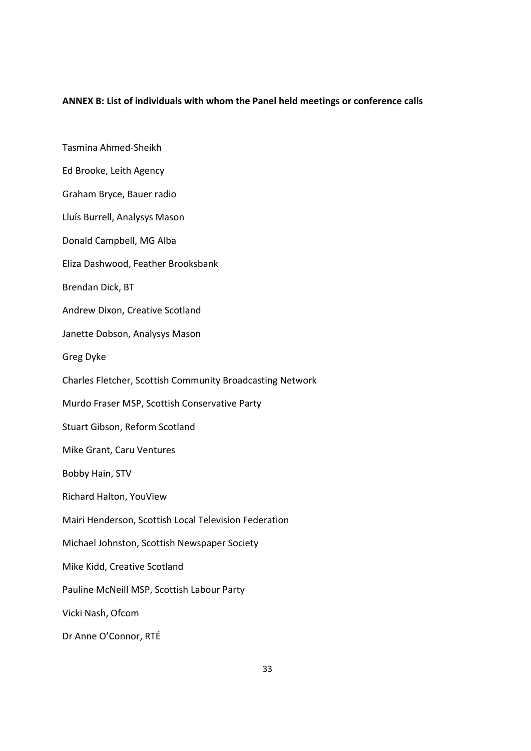**ANNEX B: List of individuals with whom the Panel held meetings or conference calls**

Tasmina Ahmed-Sheikh

Ed Brooke, Leith Agency

Graham Bryce, Bauer radio

Lluís Burrell, Analysys Mason

Donald Campbell, MG Alba

Eliza Dashwood, Feather Brooksbank

Brendan Dick, BT

Andrew Dixon, Creative Scotland

Janette Dobson, Analysys Mason

Greg Dyke

Charles Fletcher, Scottish Community Broadcasting Network

Murdo Fraser MSP, Scottish Conservative Party

Stuart Gibson, Reform Scotland

Mike Grant, Caru Ventures

Bobby Hain, STV

Richard Halton, YouView

Mairi Henderson, Scottish Local Television Federation

Michael Johnston, Scottish Newspaper Society

Mike Kidd, Creative Scotland

Pauline McNeill MSP, Scottish Labour Party

Vicki Nash, Ofcom

Dr Anne O'Connor, RTÉ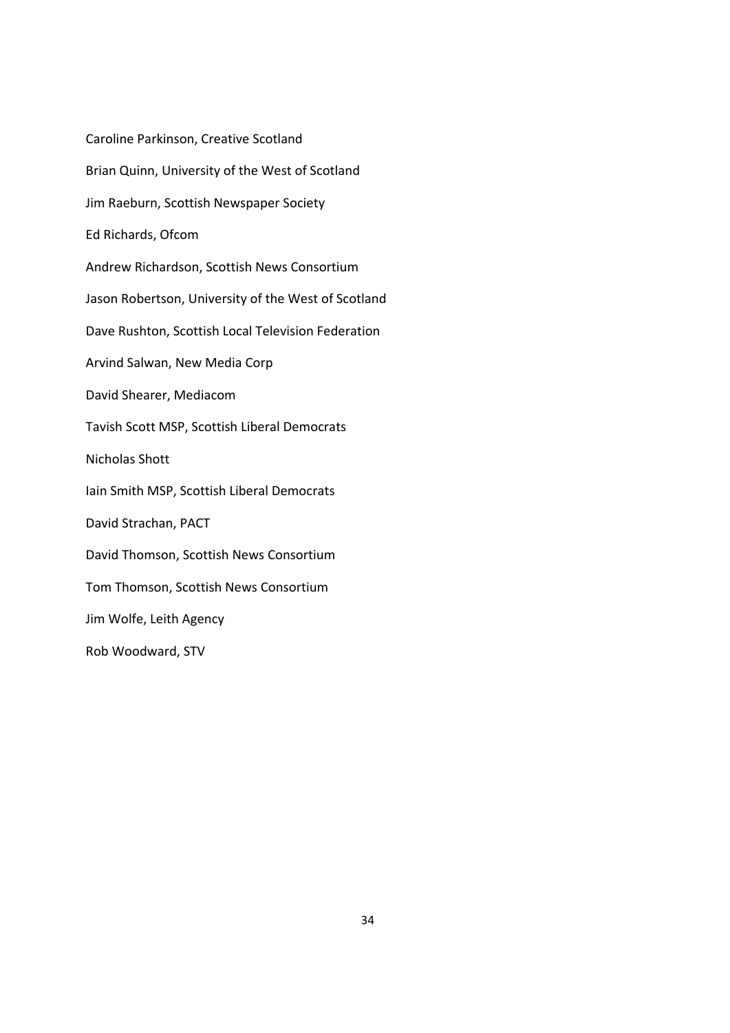Caroline Parkinson, Creative Scotland

Brian Quinn, University of the West of Scotland

Jim Raeburn, Scottish Newspaper Society

Ed Richards, Ofcom

Andrew Richardson, Scottish News Consortium

Jason Robertson, University of the West of Scotland

Dave Rushton, Scottish Local Television Federation

Arvind Salwan, New Media Corp

David Shearer, Mediacom

Tavish Scott MSP, Scottish Liberal Democrats

Nicholas Shott

Iain Smith MSP, Scottish Liberal Democrats

David Strachan, PACT

David Thomson, Scottish News Consortium

Tom Thomson, Scottish News Consortium

Jim Wolfe, Leith Agency

Rob Woodward, STV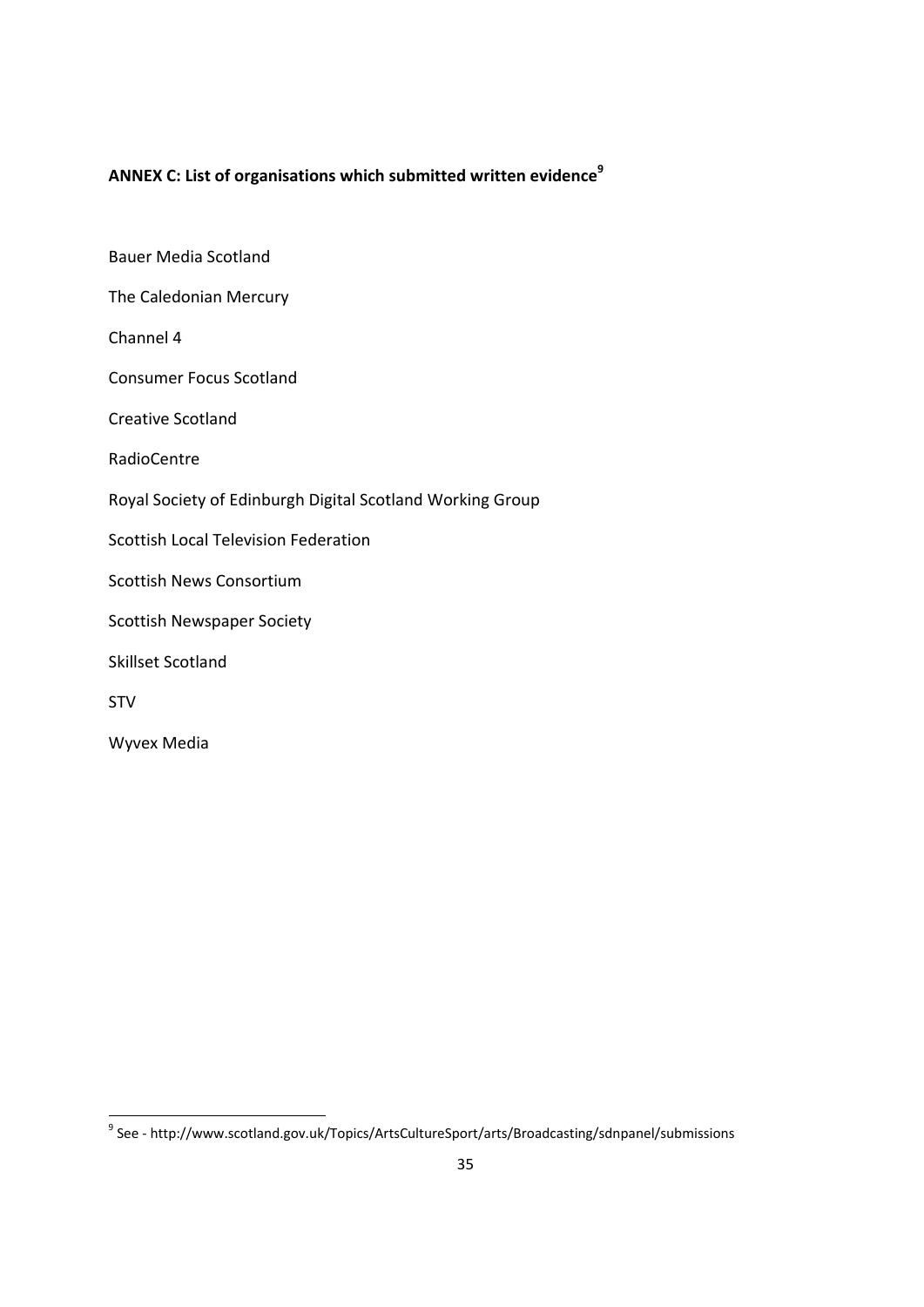## ANNEX C: List of organisations which submitted written evidence[9]

Bauer Media Scotland

The Caledonian Mercury

Channel 4

Consumer Focus Scotland

Creative Scotland

RadioCentre

Royal Society of Edinburgh Digital Scotland Working Group

Scottish Local Television Federation

Scottish News Consortium

Scottish Newspaper Society

Skillset Scotland

STV

Wyvex Media

---

[9] See - http://www.scotland.gov.uk/Topics/ArtsCultureSport/arts/Broadcasting/sdnpanel/submissions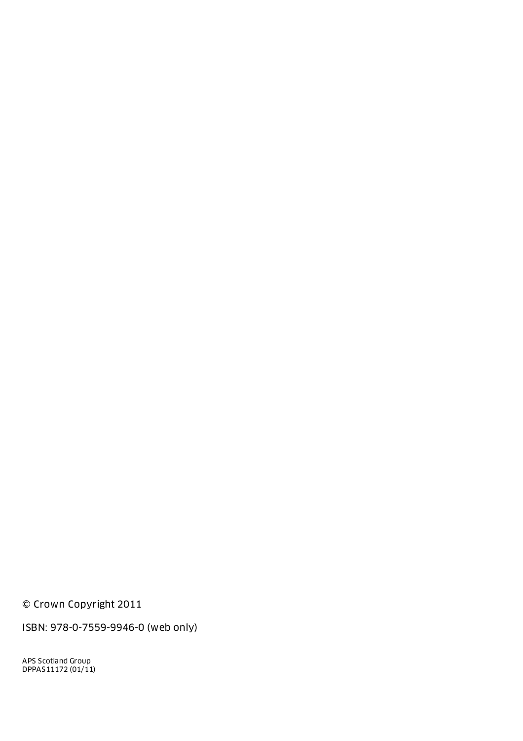© Crown Copyright 2011

ISBN: 978-0-7559-9946-0 (web only)

APS Scotland Group
DPPAS11172 (01/11)